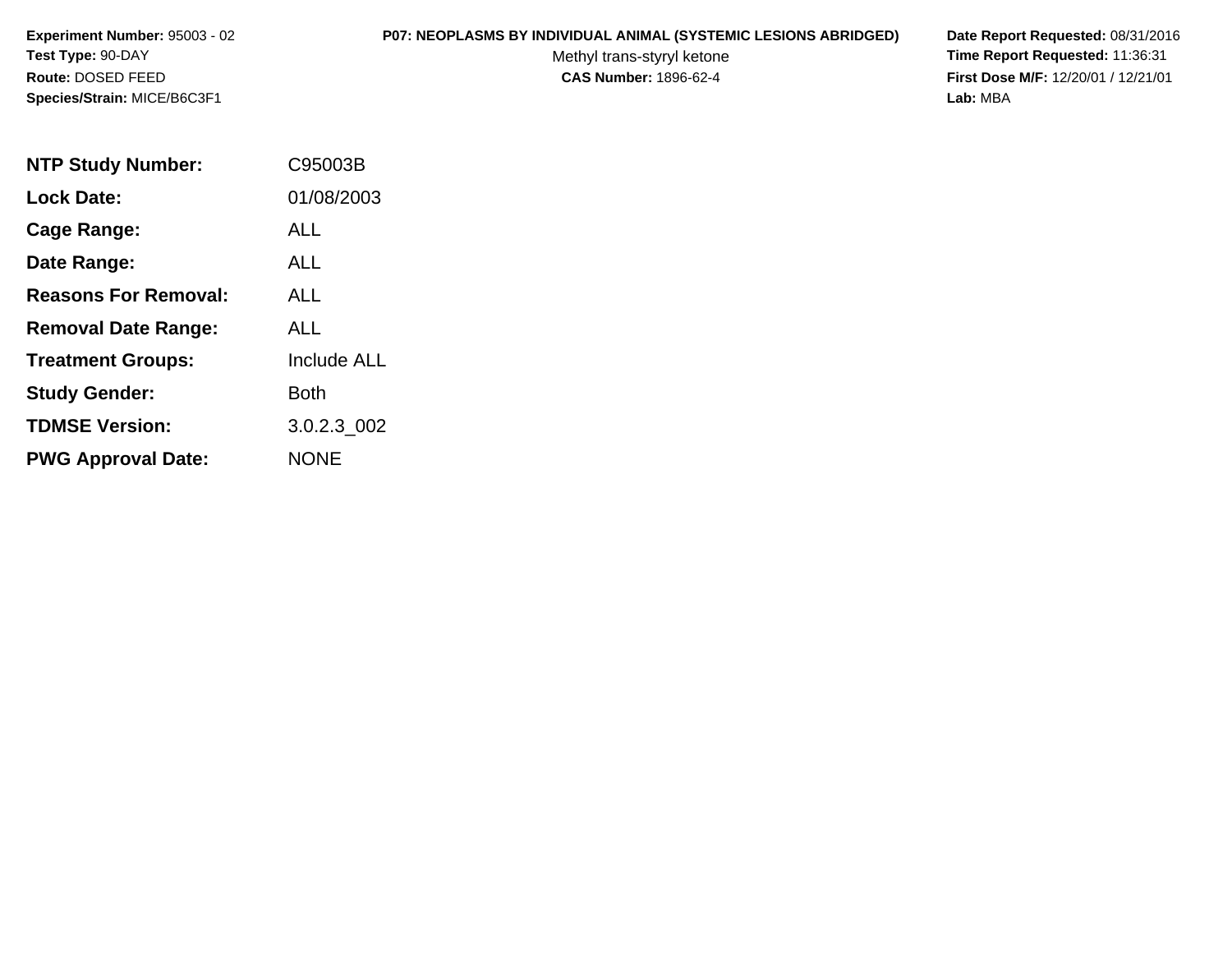**Experiment Number:** 95003 - 02
**Test Type:** 90-DAY
**Route:** DOSED FEED
**Species/Strain:** MICE/B6C3F1

**P07: NEOPLASMS BY INDIVIDUAL ANIMAL (SYSTEMIC LESIONS ABRIDGED)**
Methyl trans-styryl ketone
**CAS Number:** 1896-62-4

**Date Report Requested:** 08/31/2016
**Time Report Requested:** 11:36:31
**First Dose M/F:** 12/20/01 / 12/21/01
**Lab:** MBA

| | |
|---|---|
| **NTP Study Number:** | C95003B |
| **Lock Date:** | 01/08/2003 |
| **Cage Range:** | ALL |
| **Date Range:** | ALL |
| **Reasons For Removal:** | ALL |
| **Removal Date Range:** | ALL |
| **Treatment Groups:** | Include ALL |
| **Study Gender:** | Both |
| **TDMSE Version:** | 3.0.2.3_002 |
| **PWG Approval Date:** | NONE |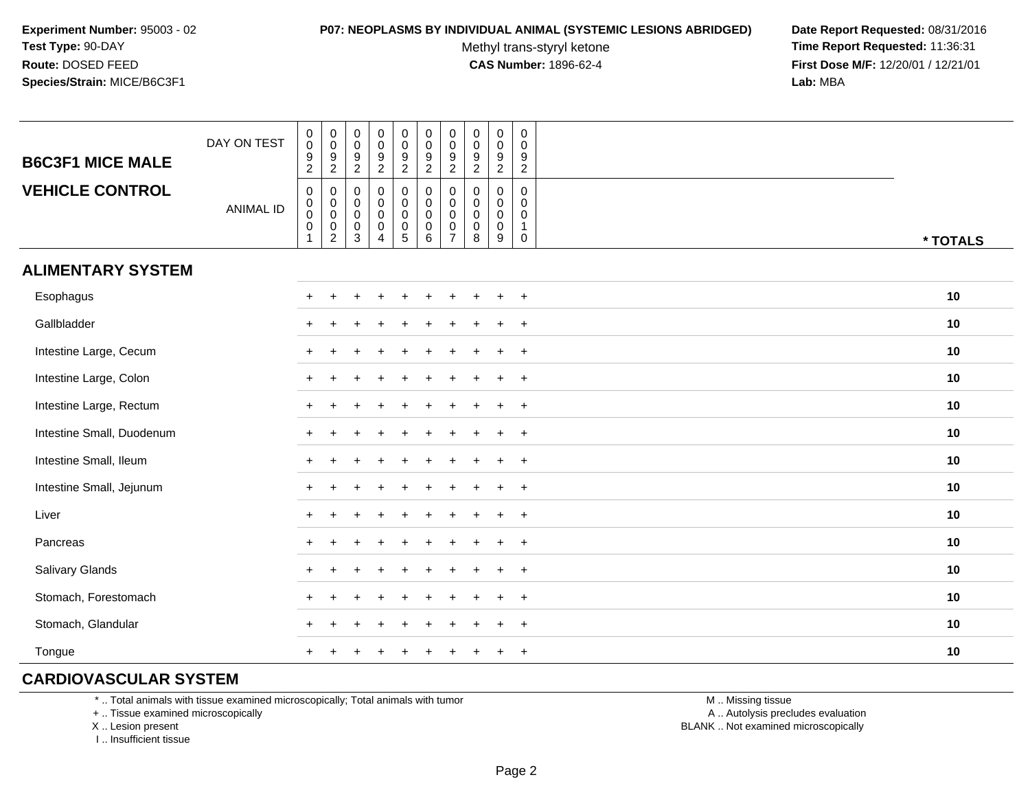**Experiment Number:** 95003 - 02
**Test Type:** 90-DAY
**Route:** DOSED FEED
**Species/Strain:** MICE/B6C3F1

**P07: NEOPLASMS BY INDIVIDUAL ANIMAL (SYSTEMIC LESIONS ABRIDGED)**
Methyl trans-styryl ketone
**CAS Number:** 1896-62-4

**Date Report Requested:** 08/31/2016
**Time Report Requested:** 11:36:31
**First Dose M/F:** 12/20/01 / 12/21/01
**Lab:** MBA

## B6C3F1 MICE MALE
## VEHICLE CONTROL

| | | | | | | | | | | | |
|---|---|---|---|---|---|---|---|---|---|---|---|
| DAY ON TEST | 0092 | 0092 | 0092 | 0092 | 0092 | 0092 | 0092 | 0092 | 0092 | 0092 | |
| ANIMAL ID | 00001 | 00002 | 00003 | 00004 | 00005 | 00006 | 00007 | 00008 | 00009 | 00010 | * TOTALS |
| **ALIMENTARY SYSTEM** | | | | | | | | | | | |
| Esophagus | + | + | + | + | + | + | + | + | + | + | 10 |
| Gallbladder | + | + | + | + | + | + | + | + | + | + | 10 |
| Intestine Large, Cecum | + | + | + | + | + | + | + | + | + | + | 10 |
| Intestine Large, Colon | + | + | + | + | + | + | + | + | + | + | 10 |
| Intestine Large, Rectum | + | + | + | + | + | + | + | + | + | + | 10 |
| Intestine Small, Duodenum | + | + | + | + | + | + | + | + | + | + | 10 |
| Intestine Small, Ileum | + | + | + | + | + | + | + | + | + | + | 10 |
| Intestine Small, Jejunum | + | + | + | + | + | + | + | + | + | + | 10 |
| Liver | + | + | + | + | + | + | + | + | + | + | 10 |
| Pancreas | + | + | + | + | + | + | + | + | + | + | 10 |
| Salivary Glands | + | + | + | + | + | + | + | + | + | + | 10 |
| Stomach, Forestomach | + | + | + | + | + | + | + | + | + | + | 10 |
| Stomach, Glandular | + | + | + | + | + | + | + | + | + | + | 10 |
| Tongue | + | + | + | + | + | + | + | + | + | + | 10 |
| **CARDIOVASCULAR SYSTEM** | | | | | | | | | | | |

* .. Total animals with tissue examined microscopically; Total animals with tumor
+ .. Tissue examined microscopically
X .. Lesion present
I .. Insufficient tissue

M .. Missing tissue
A .. Autolysis precludes evaluation
BLANK .. Not examined microscopically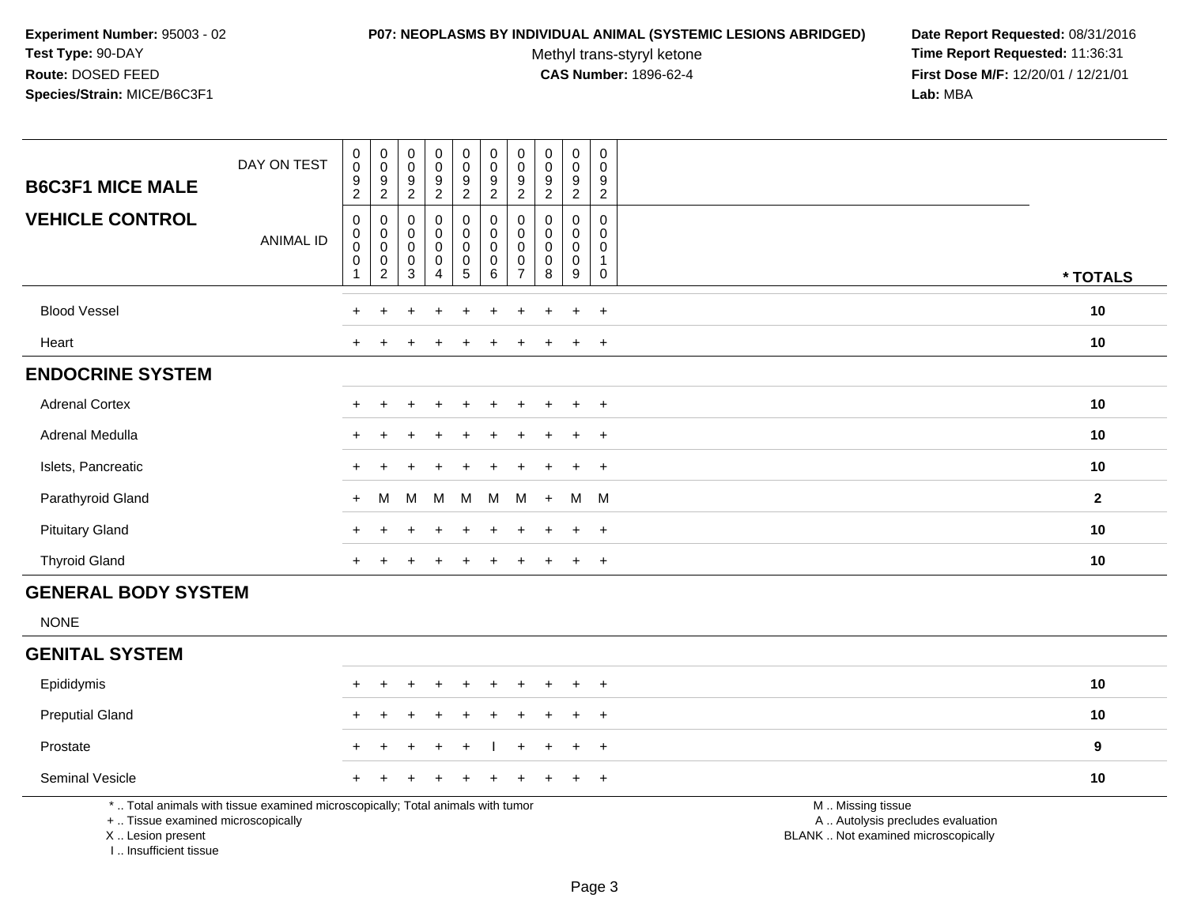**Experiment Number:** 95003 - 02
**Test Type:** 90-DAY
**Route:** DOSED FEED
**Species/Strain:** MICE/B6C3F1

**P07: NEOPLASMS BY INDIVIDUAL ANIMAL (SYSTEMIC LESIONS ABRIDGED)**
Methyl trans-styryl ketone
**CAS Number:** 1896-62-4

**Date Report Requested:** 08/31/2016
**Time Report Requested:** 11:36:31
**First Dose M/F:** 12/20/01 / 12/21/01
**Lab:** MBA

| **B6C3F1 MICE MALE** DAY ON TEST | 0092 | 0092 | 0092 | 0092 | 0092 | 0092 | 0092 | 0092 | 0092 | 0092 | |
|---|---|---|---|---|---|---|---|---|---|---|---|
| **VEHICLE CONTROL** ANIMAL ID | 00001 | 00002 | 00003 | 00004 | 00005 | 00006 | 00007 | 00008 | 00009 | 00010 | *** TOTALS** |
| Blood Vessel | + | + | + | + | + | + | + | + | + | + | **10** |
| Heart | + | + | + | + | + | + | + | + | + | + | **10** |
| **ENDOCRINE SYSTEM** | | | | | | | | | | | |
| Adrenal Cortex | + | + | + | + | + | + | + | + | + | + | **10** |
| Adrenal Medulla | + | + | + | + | + | + | + | + | + | + | **10** |
| Islets, Pancreatic | + | + | + | + | + | + | + | + | + | + | **10** |
| Parathyroid Gland | + | M | M | M | M | M | M | + | M | M | **2** |
| Pituitary Gland | + | + | + | + | + | + | + | + | + | + | **10** |
| Thyroid Gland | + | + | + | + | + | + | + | + | + | + | **10** |
| **GENERAL BODY SYSTEM** | | | | | | | | | | | |
| NONE | | | | | | | | | | | |
| **GENITAL SYSTEM** | | | | | | | | | | | |
| Epididymis | + | + | + | + | + | + | + | + | + | + | **10** |
| Preputial Gland | + | + | + | + | + | + | + | + | + | + | **10** |
| Prostate | + | + | + | + | + | I | + | + | + | + | **9** |
| Seminal Vesicle | + | + | + | + | + | + | + | + | + | + | **10** |

* .. Total animals with tissue examined microscopically; Total animals with tumor
+ .. Tissue examined microscopically
X .. Lesion present
I .. Insufficient tissue

M .. Missing tissue
A .. Autolysis precludes evaluation
BLANK .. Not examined microscopically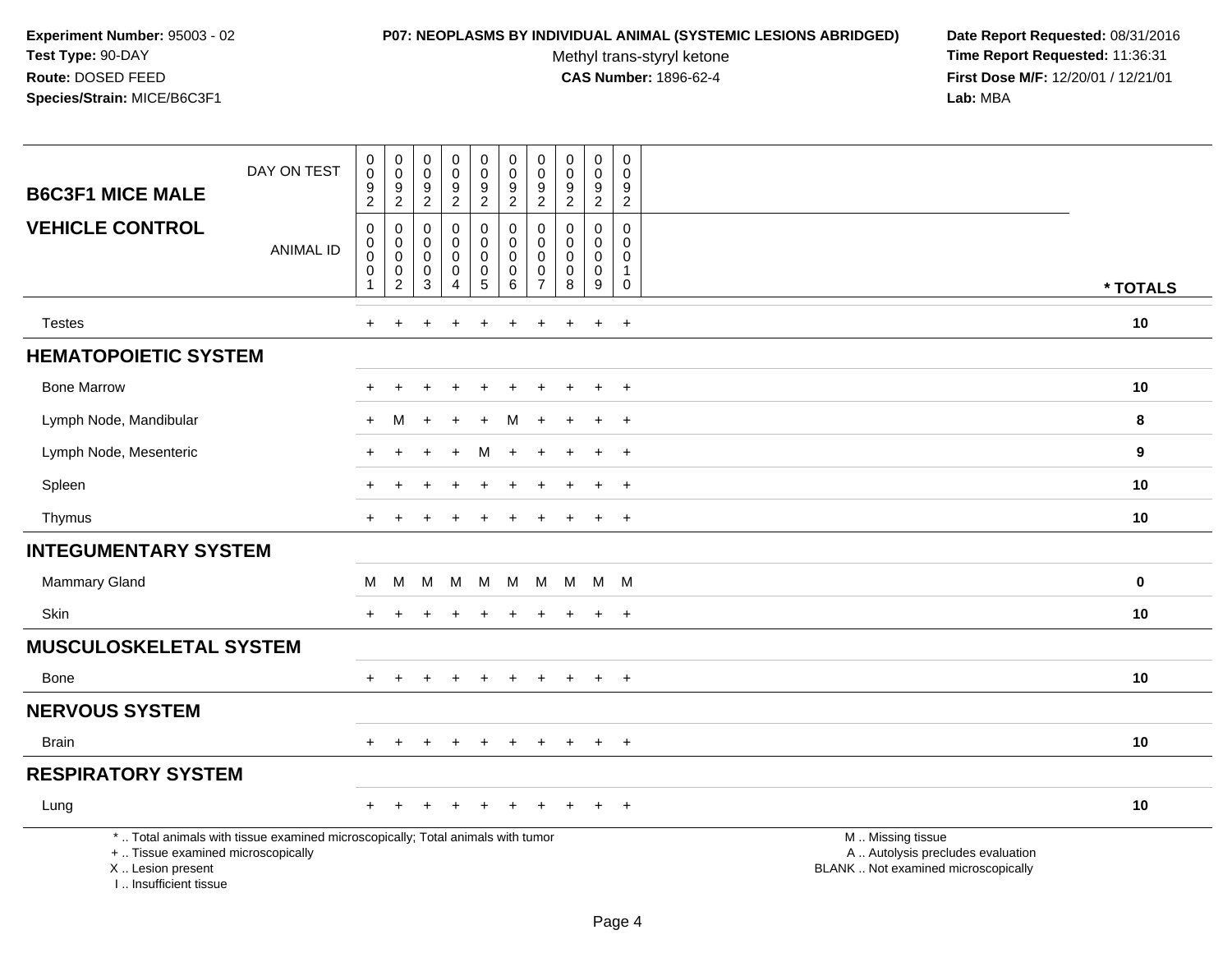Experiment Number: 95003 - 02
Test Type: 90-DAY
Route: DOSED FEED
Species/Strain: MICE/B6C3F1

**P07: NEOPLASMS BY INDIVIDUAL ANIMAL (SYSTEMIC LESIONS ABRIDGED)**
Methyl trans-styryl ketone
**CAS Number:** 1896-62-4

Date Report Requested: 08/31/2016
Time Report Requested: 11:36:31
First Dose M/F: 12/20/01 / 12/21/01
Lab: MBA

| B6C3F1 MICE MALE — DAY ON TEST | 0092 | 0092 | 0092 | 0092 | 0092 | 0092 | 0092 | 0092 | 0092 | 0092 | |
|---|---|---|---|---|---|---|---|---|---|---|---|
| **VEHICLE CONTROL** — ANIMAL ID | 00001 | 00002 | 00003 | 00004 | 00005 | 00006 | 00007 | 00008 | 00009 | 00010 | * TOTALS |
| Testes | + | + | + | + | + | + | + | + | + | + | 10 |
| **HEMATOPOIETIC SYSTEM** | | | | | | | | | | | |
| Bone Marrow | + | + | + | + | + | + | + | + | + | + | 10 |
| Lymph Node, Mandibular | + | M | + | + | + | M | + | + | + | + | 8 |
| Lymph Node, Mesenteric | + | + | + | + | M | + | + | + | + | + | 9 |
| Spleen | + | + | + | + | + | + | + | + | + | + | 10 |
| Thymus | + | + | + | + | + | + | + | + | + | + | 10 |
| **INTEGUMENTARY SYSTEM** | | | | | | | | | | | |
| Mammary Gland | M | M | M | M | M | M | M | M | M | M | 0 |
| Skin | + | + | + | + | + | + | + | + | + | + | 10 |
| **MUSCULOSKELETAL SYSTEM** | | | | | | | | | | | |
| Bone | + | + | + | + | + | + | + | + | + | + | 10 |
| **NERVOUS SYSTEM** | | | | | | | | | | | |
| Brain | + | + | + | + | + | + | + | + | + | + | 10 |
| **RESPIRATORY SYSTEM** | | | | | | | | | | | |
| Lung | + | + | + | + | + | + | + | + | + | + | 10 |

* .. Total animals with tissue examined microscopically; Total animals with tumor
+ .. Tissue examined microscopically
X .. Lesion present
I .. Insufficient tissue

M .. Missing tissue
A .. Autolysis precludes evaluation
BLANK .. Not examined microscopically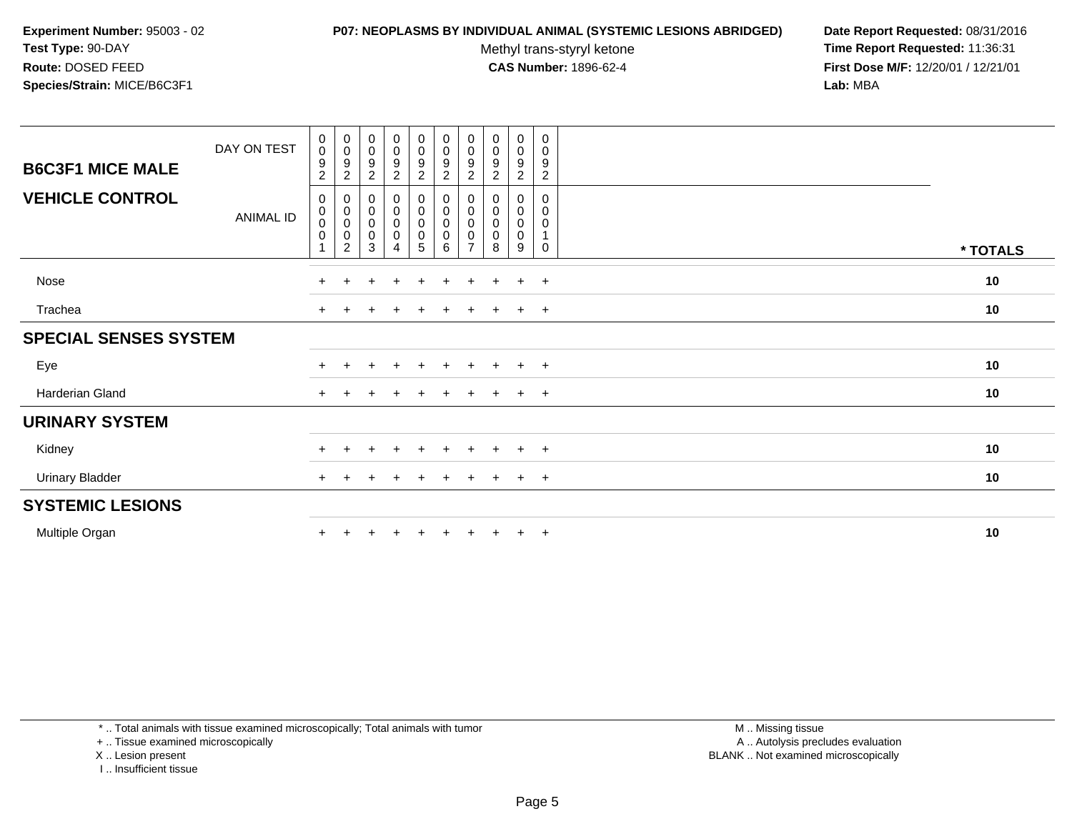**Experiment Number:** 95003 - 02
**Test Type:** 90-DAY
**Route:** DOSED FEED
**Species/Strain:** MICE/B6C3F1

**P07: NEOPLASMS BY INDIVIDUAL ANIMAL (SYSTEMIC LESIONS ABRIDGED)**
Methyl trans-styryl ketone
**CAS Number:** 1896-62-4

**Date Report Requested:** 08/31/2016
**Time Report Requested:** 11:36:31
**First Dose M/F:** 12/20/01 / 12/21/01
**Lab:** MBA

| **B6C3F1 MICE MALE** DAY ON TEST | 0092 | 0092 | 0092 | 0092 | 0092 | 0092 | 0092 | 0092 | 0092 | 0092 | |
|---|---|---|---|---|---|---|---|---|---|---|---|
| **VEHICLE CONTROL** ANIMAL ID | 00001 | 00002 | 00003 | 00004 | 00005 | 00006 | 00007 | 00008 | 00009 | 00010 | *** TOTALS** |
| Nose | + | + | + | + | + | + | + | + | + | + | **10** |
| Trachea | + | + | + | + | + | + | + | + | + | + | **10** |
| **SPECIAL SENSES SYSTEM** | | | | | | | | | | | |
| Eye | + | + | + | + | + | + | + | + | + | + | **10** |
| Harderian Gland | + | + | + | + | + | + | + | + | + | + | **10** |
| **URINARY SYSTEM** | | | | | | | | | | | |
| Kidney | + | + | + | + | + | + | + | + | + | + | **10** |
| Urinary Bladder | + | + | + | + | + | + | + | + | + | + | **10** |
| **SYSTEMIC LESIONS** | | | | | | | | | | | |
| Multiple Organ | + | + | + | + | + | + | + | + | + | + | **10** |

* .. Total animals with tissue examined microscopically; Total animals with tumor
+ .. Tissue examined microscopically
X .. Lesion present
I .. Insufficient tissue

M .. Missing tissue
A .. Autolysis precludes evaluation
BLANK .. Not examined microscopically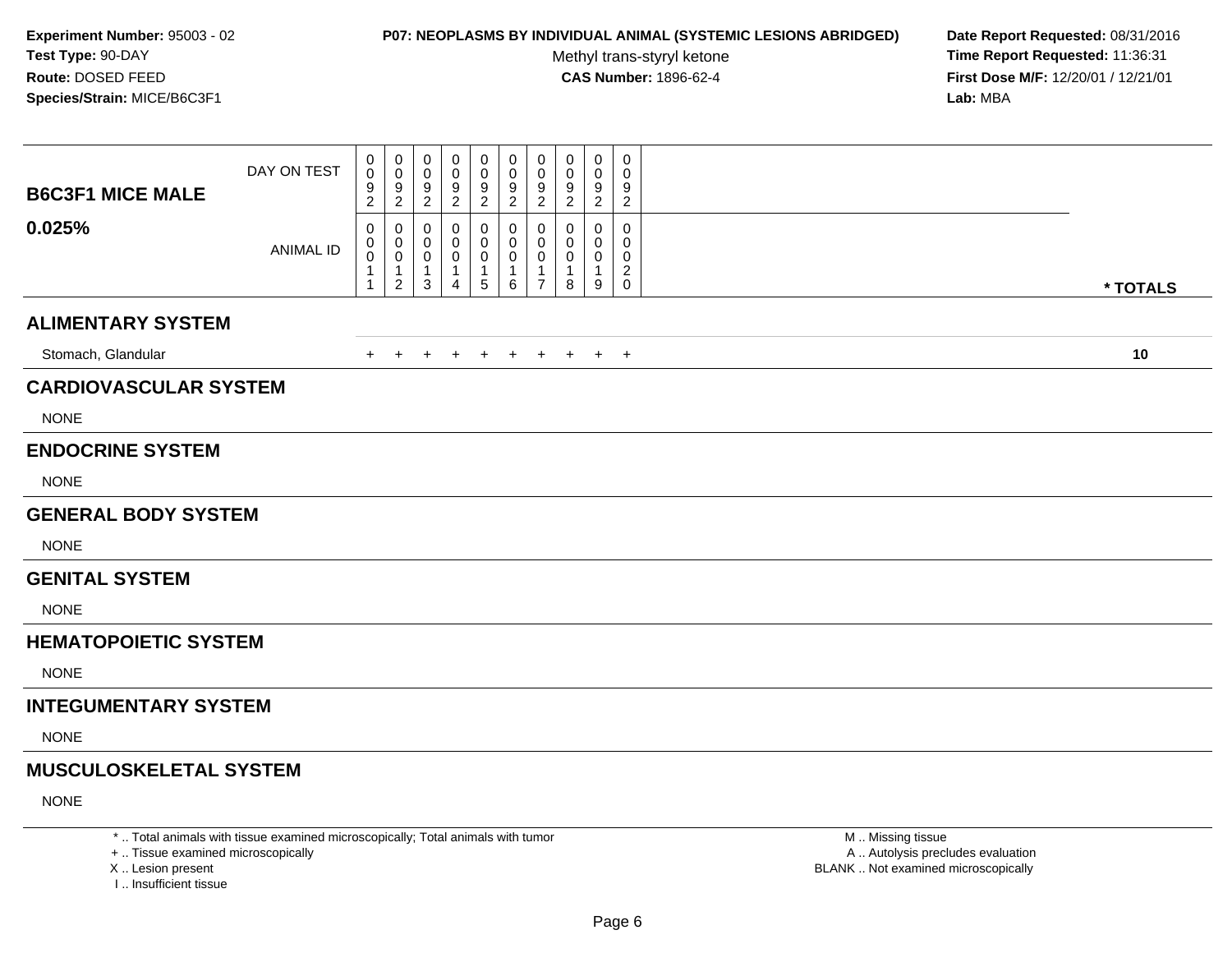**Experiment Number:** 95003 - 02
**Test Type:** 90-DAY
**Route:** DOSED FEED
**Species/Strain:** MICE/B6C3F1

**P07: NEOPLASMS BY INDIVIDUAL ANIMAL (SYSTEMIC LESIONS ABRIDGED)**
Methyl trans-styryl ketone
**CAS Number:** 1896-62-4

**Date Report Requested:** 08/31/2016
**Time Report Requested:** 11:36:31
**First Dose M/F:** 12/20/01 / 12/21/01
**Lab:** MBA

| B6C3F1 MICE MALE 0.025% | | | | | | | | | | | |
|---|---|---|---|---|---|---|---|---|---|---|---|
| DAY ON TEST | 0092 | 0092 | 0092 | 0092 | 0092 | 0092 | 0092 | 0092 | 0092 | 0092 | |
| ANIMAL ID | 00011 | 00012 | 00013 | 00014 | 00015 | 00016 | 00017 | 00018 | 00019 | 00020 | * TOTALS |
| **ALIMENTARY SYSTEM** | | | | | | | | | | | |
| Stomach, Glandular | + | + | + | + | + | + | + | + | + | + | **10** |
| **CARDIOVASCULAR SYSTEM** | | | | | | | | | | | |
| NONE | | | | | | | | | | | |
| **ENDOCRINE SYSTEM** | | | | | | | | | | | |
| NONE | | | | | | | | | | | |
| **GENERAL BODY SYSTEM** | | | | | | | | | | | |
| NONE | | | | | | | | | | | |
| **GENITAL SYSTEM** | | | | | | | | | | | |
| NONE | | | | | | | | | | | |
| **HEMATOPOIETIC SYSTEM** | | | | | | | | | | | |
| NONE | | | | | | | | | | | |
| **INTEGUMENTARY SYSTEM** | | | | | | | | | | | |
| NONE | | | | | | | | | | | |
| **MUSCULOSKELETAL SYSTEM** | | | | | | | | | | | |
| NONE | | | | | | | | | | | |

* .. Total animals with tissue examined microscopically; Total animals with tumor
+ .. Tissue examined microscopically
X .. Lesion present
I .. Insufficient tissue

M .. Missing tissue
A .. Autolysis precludes evaluation
BLANK .. Not examined microscopically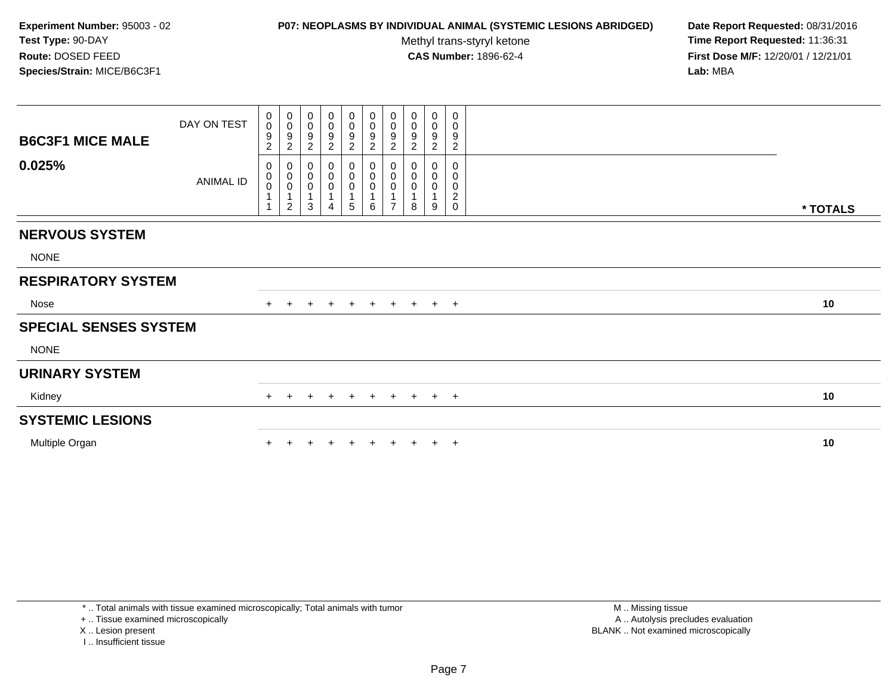**Experiment Number:** 95003 - 02
**Test Type:** 90-DAY
**Route:** DOSED FEED
**Species/Strain:** MICE/B6C3F1

**P07: NEOPLASMS BY INDIVIDUAL ANIMAL (SYSTEMIC LESIONS ABRIDGED)**
Methyl trans-styryl ketone
**CAS Number:** 1896-62-4

**Date Report Requested:** 08/31/2016
**Time Report Requested:** 11:36:31
**First Dose M/F:** 12/20/01 / 12/21/01
**Lab:** MBA

| B6C3F1 MICE MALE 0.025% | | | | | | | | | | | |
|---|---|---|---|---|---|---|---|---|---|---|---|
| DAY ON TEST | 0092 | 0092 | 0092 | 0092 | 0092 | 0092 | 0092 | 0092 | 0092 | 0092 | |
| ANIMAL ID | 00011 | 00012 | 00013 | 00014 | 00015 | 00016 | 00017 | 00018 | 00019 | 00020 | * TOTALS |
| **NERVOUS SYSTEM** | | | | | | | | | | | |
| NONE | | | | | | | | | | | |
| **RESPIRATORY SYSTEM** | | | | | | | | | | | |
| Nose | + | + | + | + | + | + | + | + | + | + | 10 |
| **SPECIAL SENSES SYSTEM** | | | | | | | | | | | |
| NONE | | | | | | | | | | | |
| **URINARY SYSTEM** | | | | | | | | | | | |
| Kidney | + | + | + | + | + | + | + | + | + | + | 10 |
| **SYSTEMIC LESIONS** | | | | | | | | | | | |
| Multiple Organ | + | + | + | + | + | + | + | + | + | + | 10 |

* .. Total animals with tissue examined microscopically; Total animals with tumor
+ .. Tissue examined microscopically
X .. Lesion present
I .. Insufficient tissue

M .. Missing tissue
A .. Autolysis precludes evaluation
BLANK .. Not examined microscopically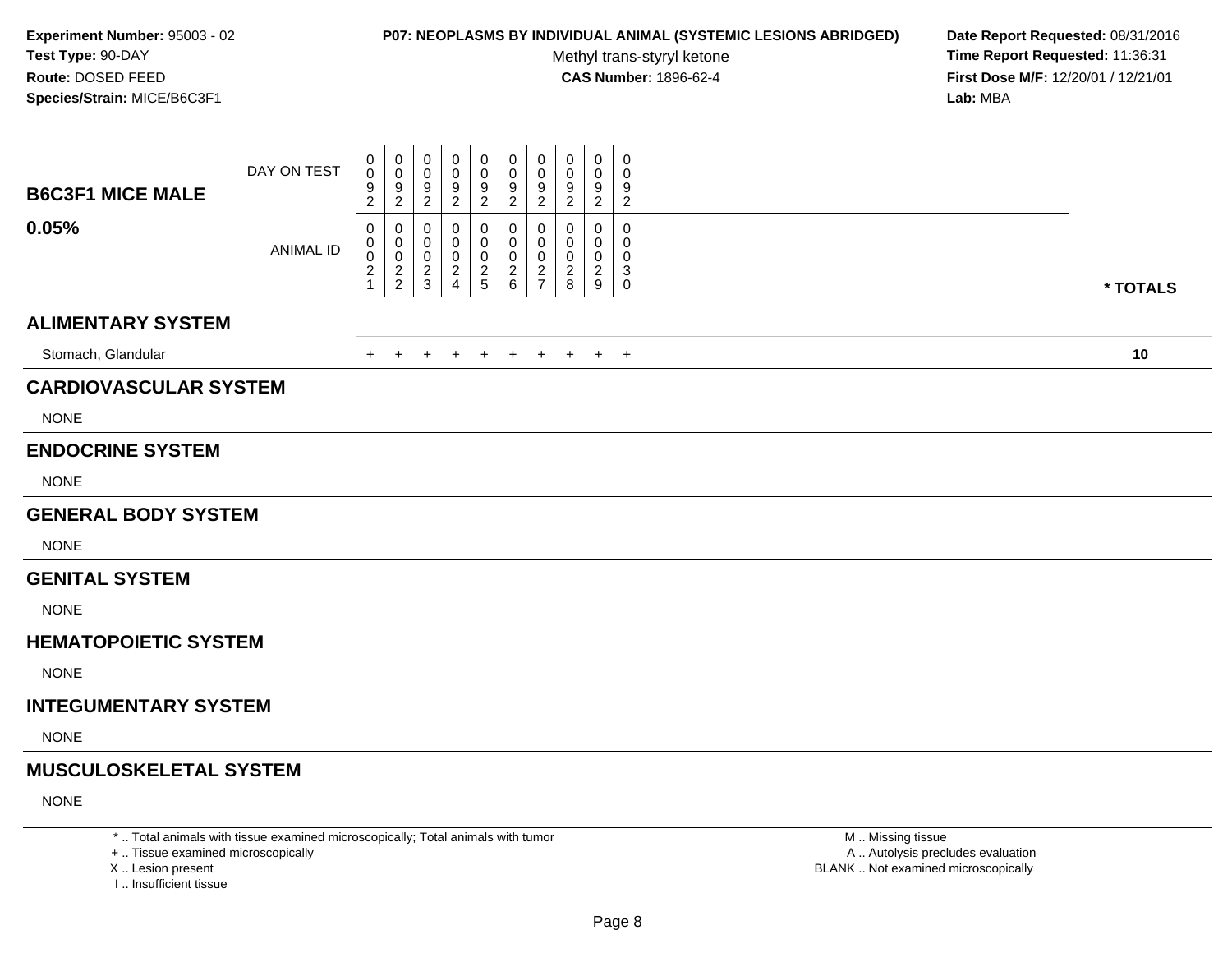**Experiment Number:** 95003 - 02
**Test Type:** 90-DAY
**Route:** DOSED FEED
**Species/Strain:** MICE/B6C3F1

**P07: NEOPLASMS BY INDIVIDUAL ANIMAL (SYSTEMIC LESIONS ABRIDGED)**
Methyl trans-styryl ketone
**CAS Number:** 1896-62-4

**Date Report Requested:** 08/31/2016
**Time Report Requested:** 11:36:31
**First Dose M/F:** 12/20/01 / 12/21/01
**Lab:** MBA

| B6C3F1 MICE MALE | DAY ON TEST | 0092 | 0092 | 0092 | 0092 | 0092 | 0092 | 0092 | 0092 | 0092 | 0092 | |
|---|---|---|---|---|---|---|---|---|---|---|---|---|
| **0.05%** | ANIMAL ID | 00021 | 00022 | 00023 | 00024 | 00025 | 00026 | 00027 | 00028 | 00029 | 00030 | *** TOTALS** |
| **ALIMENTARY SYSTEM** | | | | | | | | | | | | |
| Stomach, Glandular | | + | + | + | + | + | + | + | + | + | + | **10** |
| **CARDIOVASCULAR SYSTEM** | | | | | | | | | | | | |
| NONE | | | | | | | | | | | | |
| **ENDOCRINE SYSTEM** | | | | | | | | | | | | |
| NONE | | | | | | | | | | | | |
| **GENERAL BODY SYSTEM** | | | | | | | | | | | | |
| NONE | | | | | | | | | | | | |
| **GENITAL SYSTEM** | | | | | | | | | | | | |
| NONE | | | | | | | | | | | | |
| **HEMATOPOIETIC SYSTEM** | | | | | | | | | | | | |
| NONE | | | | | | | | | | | | |
| **INTEGUMENTARY SYSTEM** | | | | | | | | | | | | |
| NONE | | | | | | | | | | | | |
| **MUSCULOSKELETAL SYSTEM** | | | | | | | | | | | | |
| NONE | | | | | | | | | | | | |

* .. Total animals with tissue examined microscopically; Total animals with tumor
+ .. Tissue examined microscopically
X .. Lesion present
I .. Insufficient tissue

M .. Missing tissue
A .. Autolysis precludes evaluation
BLANK .. Not examined microscopically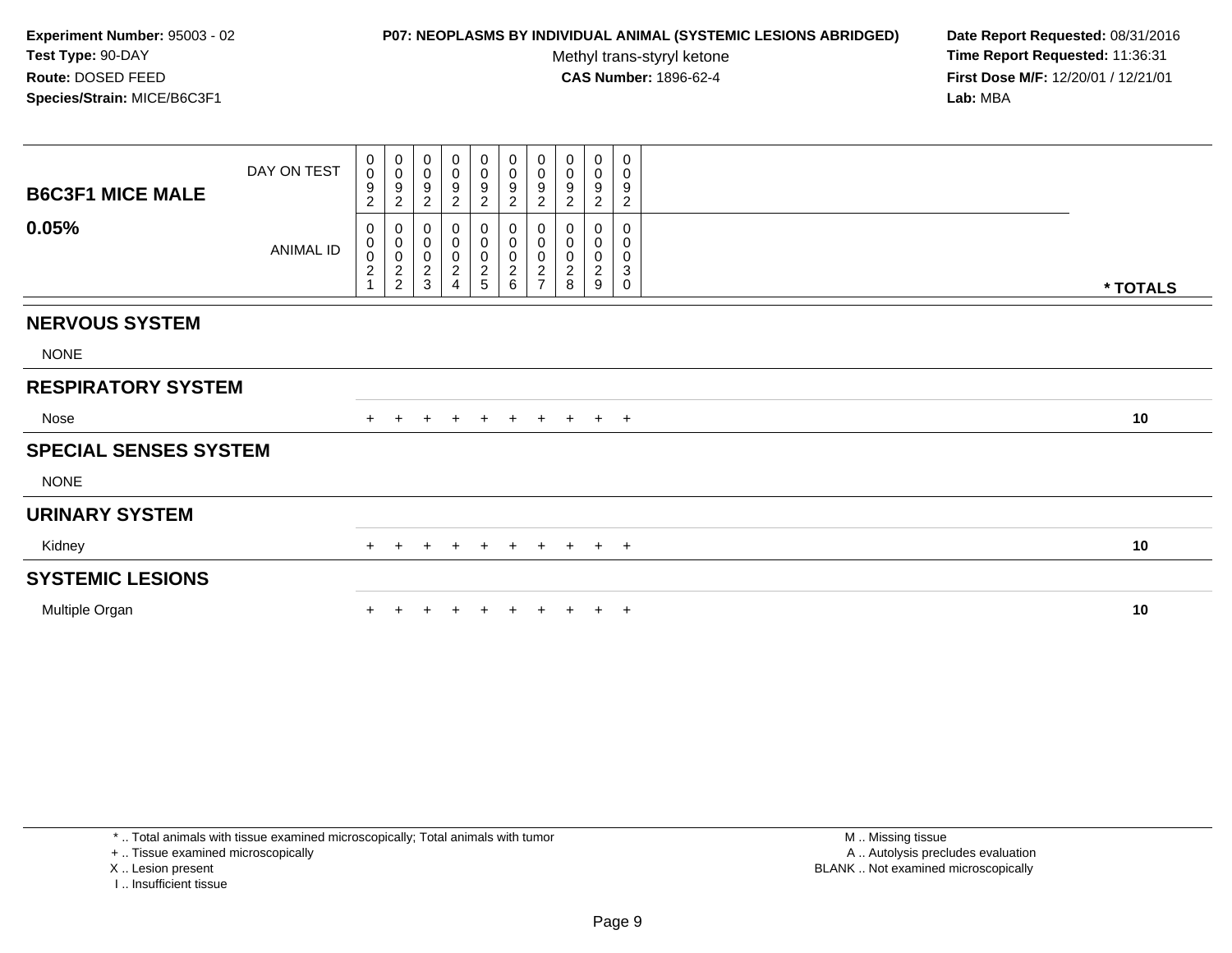**Experiment Number:** 95003 - 02
**Test Type:** 90-DAY
**Route:** DOSED FEED
**Species/Strain:** MICE/B6C3F1

**P07: NEOPLASMS BY INDIVIDUAL ANIMAL (SYSTEMIC LESIONS ABRIDGED)**
Methyl trans-styryl ketone
**CAS Number:** 1896-62-4

**Date Report Requested:** 08/31/2016
**Time Report Requested:** 11:36:31
**First Dose M/F:** 12/20/01 / 12/21/01
**Lab:** MBA

| B6C3F1 MICE MALE 0.05% | | | | | | | | | | | |
|---|---|---|---|---|---|---|---|---|---|---|---|
| DAY ON TEST | 0092 | 0092 | 0092 | 0092 | 0092 | 0092 | 0092 | 0092 | 0092 | 0092 | |
| ANIMAL ID | 00021 | 00022 | 00023 | 00024 | 00025 | 00026 | 00027 | 00028 | 00029 | 00030 | * TOTALS |
| **NERVOUS SYSTEM** | | | | | | | | | | | |
| NONE | | | | | | | | | | | |
| **RESPIRATORY SYSTEM** | | | | | | | | | | | |
| Nose | + | + | + | + | + | + | + | + | + | + | 10 |
| **SPECIAL SENSES SYSTEM** | | | | | | | | | | | |
| NONE | | | | | | | | | | | |
| **URINARY SYSTEM** | | | | | | | | | | | |
| Kidney | + | + | + | + | + | + | + | + | + | + | 10 |
| **SYSTEMIC LESIONS** | | | | | | | | | | | |
| Multiple Organ | + | + | + | + | + | + | + | + | + | + | 10 |

* .. Total animals with tissue examined microscopically; Total animals with tumor
+ .. Tissue examined microscopically
X .. Lesion present
I .. Insufficient tissue

M .. Missing tissue
A .. Autolysis precludes evaluation
BLANK .. Not examined microscopically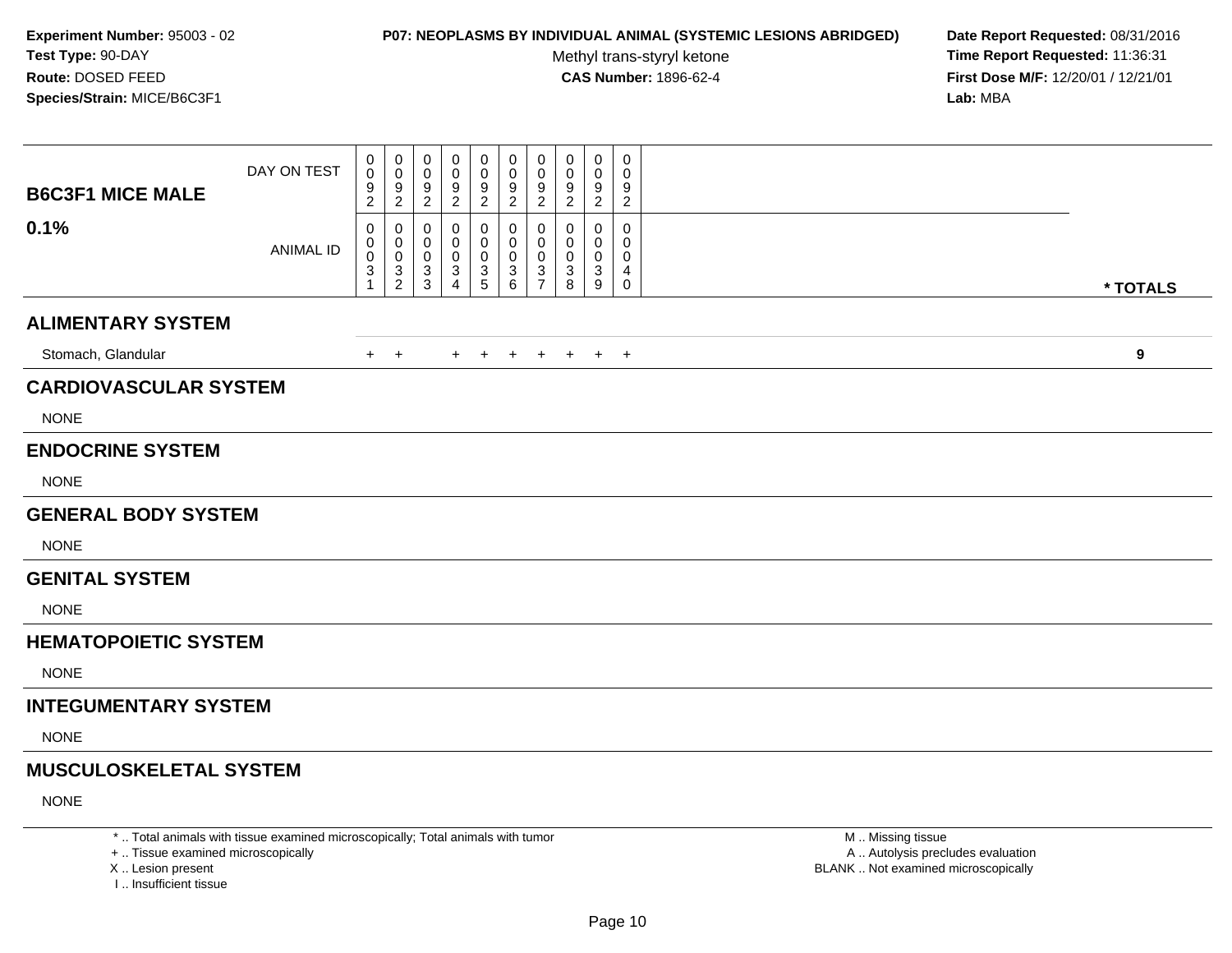**Experiment Number:** 95003 - 02
**Test Type:** 90-DAY
**Route:** DOSED FEED
**Species/Strain:** MICE/B6C3F1

**P07: NEOPLASMS BY INDIVIDUAL ANIMAL (SYSTEMIC LESIONS ABRIDGED)**
Methyl trans-styryl ketone
**CAS Number:** 1896-62-4

**Date Report Requested:** 08/31/2016
**Time Report Requested:** 11:36:31
**First Dose M/F:** 12/20/01 / 12/21/01
**Lab:** MBA

| B6C3F1 MICE MALE 0.1% | | | | | | | | | | | |
|---|---|---|---|---|---|---|---|---|---|---|---|
| DAY ON TEST | 0092 | 0092 | 0092 | 0092 | 0092 | 0092 | 0092 | 0092 | 0092 | 0092 | |
| ANIMAL ID | 00031 | 00032 | 00033 | 00034 | 00035 | 00036 | 00037 | 00038 | 00039 | 00040 | * TOTALS |
| **ALIMENTARY SYSTEM** | | | | | | | | | | | |
| Stomach, Glandular | + | + | | + | + | + | + | + | + | + | 9 |
| **CARDIOVASCULAR SYSTEM** | | | | | | | | | | | |
| NONE | | | | | | | | | | | |
| **ENDOCRINE SYSTEM** | | | | | | | | | | | |
| NONE | | | | | | | | | | | |
| **GENERAL BODY SYSTEM** | | | | | | | | | | | |
| NONE | | | | | | | | | | | |
| **GENITAL SYSTEM** | | | | | | | | | | | |
| NONE | | | | | | | | | | | |
| **HEMATOPOIETIC SYSTEM** | | | | | | | | | | | |
| NONE | | | | | | | | | | | |
| **INTEGUMENTARY SYSTEM** | | | | | | | | | | | |
| NONE | | | | | | | | | | | |
| **MUSCULOSKELETAL SYSTEM** | | | | | | | | | | | |
| NONE | | | | | | | | | | | |

* .. Total animals with tissue examined microscopically; Total animals with tumor
+ .. Tissue examined microscopically
X .. Lesion present
I .. Insufficient tissue

M .. Missing tissue
A .. Autolysis precludes evaluation
BLANK .. Not examined microscopically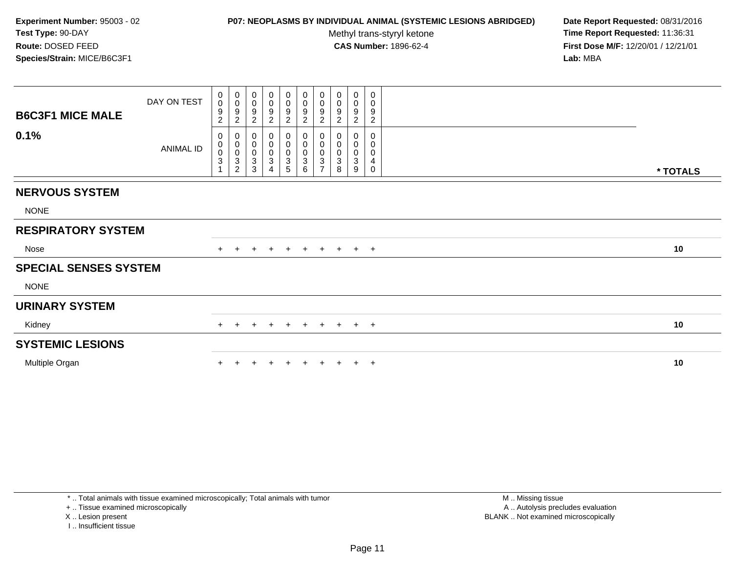**Experiment Number:** 95003 - 02
**Test Type:** 90-DAY
**Route:** DOSED FEED
**Species/Strain:** MICE/B6C3F1

**P07: NEOPLASMS BY INDIVIDUAL ANIMAL (SYSTEMIC LESIONS ABRIDGED)**
Methyl trans-styryl ketone
**CAS Number:** 1896-62-4

**Date Report Requested:** 08/31/2016
**Time Report Requested:** 11:36:31
**First Dose M/F:** 12/20/01 / 12/21/01
**Lab:** MBA

| B6C3F1 MICE MALE | | | | | | | | | | | |
|---|---|---|---|---|---|---|---|---|---|---|---|
| DAY ON TEST | 0092 | 0092 | 0092 | 0092 | 0092 | 0092 | 0092 | 0092 | 0092 | 0092 | |
| **0.1%** ANIMAL ID | 00031 | 00032 | 00033 | 00034 | 00035 | 00036 | 00037 | 00038 | 00039 | 00040 | *** TOTALS** |
| **NERVOUS SYSTEM** | | | | | | | | | | | |
| NONE | | | | | | | | | | | |
| **RESPIRATORY SYSTEM** | | | | | | | | | | | |
| Nose | + | + | + | + | + | + | + | + | + | + | **10** |
| **SPECIAL SENSES SYSTEM** | | | | | | | | | | | |
| NONE | | | | | | | | | | | |
| **URINARY SYSTEM** | | | | | | | | | | | |
| Kidney | + | + | + | + | + | + | + | + | + | + | **10** |
| **SYSTEMIC LESIONS** | | | | | | | | | | | |
| Multiple Organ | + | + | + | + | + | + | + | + | + | + | **10** |

* .. Total animals with tissue examined microscopically; Total animals with tumor
+ .. Tissue examined microscopically
X .. Lesion present
I .. Insufficient tissue

M .. Missing tissue
A .. Autolysis precludes evaluation
BLANK .. Not examined microscopically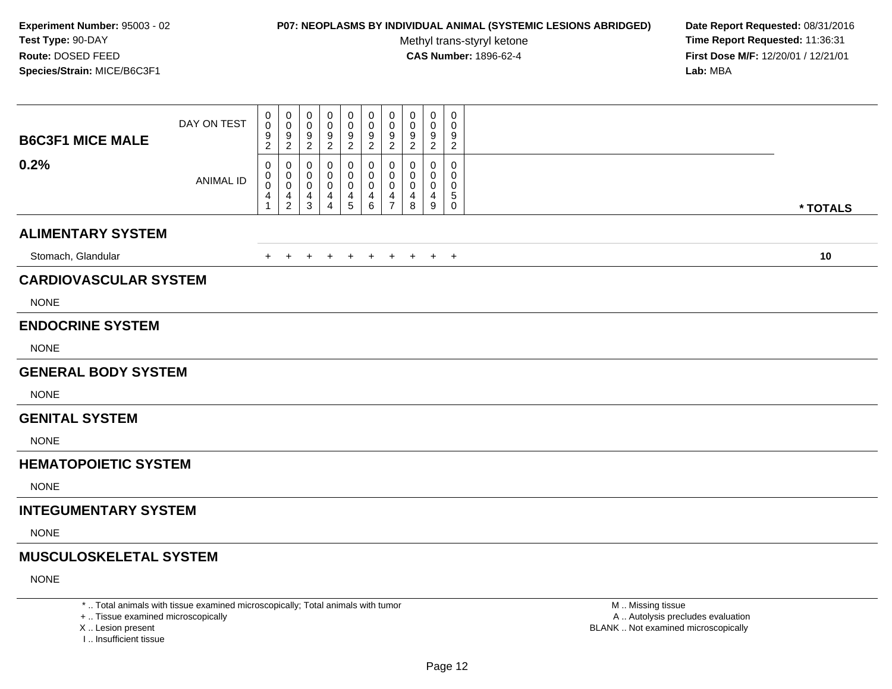**Experiment Number:** 95003 - 02
**Test Type:** 90-DAY
**Route:** DOSED FEED
**Species/Strain:** MICE/B6C3F1

**P07: NEOPLASMS BY INDIVIDUAL ANIMAL (SYSTEMIC LESIONS ABRIDGED)**
Methyl trans-styryl ketone
**CAS Number:** 1896-62-4

**Date Report Requested:** 08/31/2016
**Time Report Requested:** 11:36:31
**First Dose M/F:** 12/20/01 / 12/21/01
**Lab:** MBA

| **B6C3F1 MICE MALE** DAY ON TEST | 0092 | 0092 | 0092 | 0092 | 0092 | 0092 | 0092 | 0092 | 0092 | 0092 | |
|---|---|---|---|---|---|---|---|---|---|---|---|
| **0.2%** ANIMAL ID | 00041 | 00042 | 00043 | 00044 | 00045 | 00046 | 00047 | 00048 | 00049 | 00050 | *** TOTALS** |
| **ALIMENTARY SYSTEM** | | | | | | | | | | | |
| Stomach, Glandular | + | + | + | + | + | + | + | + | + | + | **10** |
| **CARDIOVASCULAR SYSTEM** | | | | | | | | | | | |
| NONE | | | | | | | | | | | |
| **ENDOCRINE SYSTEM** | | | | | | | | | | | |
| NONE | | | | | | | | | | | |
| **GENERAL BODY SYSTEM** | | | | | | | | | | | |
| NONE | | | | | | | | | | | |
| **GENITAL SYSTEM** | | | | | | | | | | | |
| NONE | | | | | | | | | | | |
| **HEMATOPOIETIC SYSTEM** | | | | | | | | | | | |
| NONE | | | | | | | | | | | |
| **INTEGUMENTARY SYSTEM** | | | | | | | | | | | |
| NONE | | | | | | | | | | | |
| **MUSCULOSKELETAL SYSTEM** | | | | | | | | | | | |
| NONE | | | | | | | | | | | |

* .. Total animals with tissue examined microscopically; Total animals with tumor
+ .. Tissue examined microscopically
X .. Lesion present
I .. Insufficient tissue

M .. Missing tissue
A .. Autolysis precludes evaluation
BLANK .. Not examined microscopically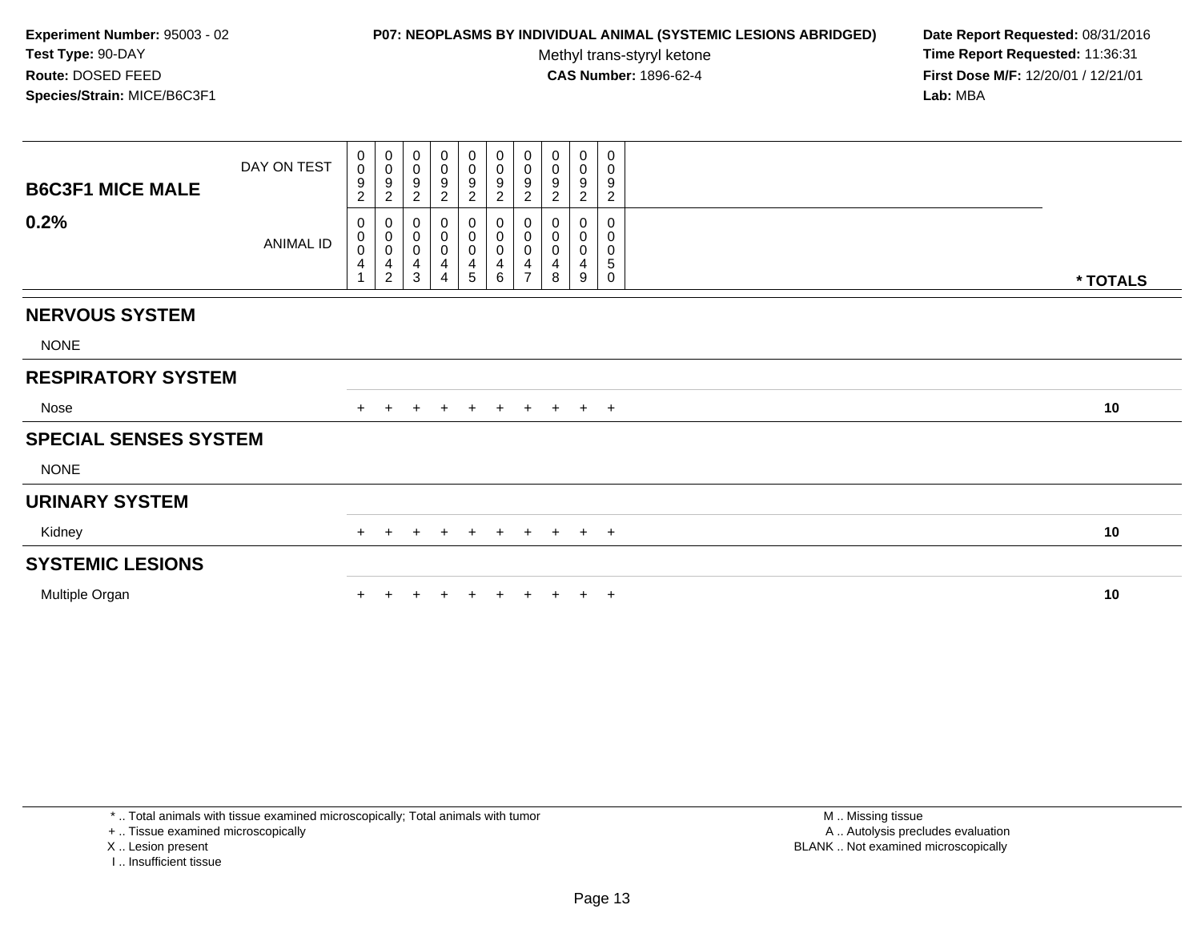**Experiment Number:** 95003 - 02
**Test Type:** 90-DAY
**Route:** DOSED FEED
**Species/Strain:** MICE/B6C3F1

**P07: NEOPLASMS BY INDIVIDUAL ANIMAL (SYSTEMIC LESIONS ABRIDGED)**
Methyl trans-styryl ketone
**CAS Number:** 1896-62-4

**Date Report Requested:** 08/31/2016
**Time Report Requested:** 11:36:31
**First Dose M/F:** 12/20/01 / 12/21/01
**Lab:** MBA

| B6C3F1 MICE MALE 0.2% | | | | | | | | | | | |
|---|---|---|---|---|---|---|---|---|---|---|---|
| DAY ON TEST | 0092 | 0092 | 0092 | 0092 | 0092 | 0092 | 0092 | 0092 | 0092 | 0092 | |
| ANIMAL ID | 00041 | 00042 | 00043 | 00044 | 00045 | 00046 | 00047 | 00048 | 00049 | 00050 | * TOTALS |
| **NERVOUS SYSTEM** | | | | | | | | | | | |
| NONE | | | | | | | | | | | |
| **RESPIRATORY SYSTEM** | | | | | | | | | | | |
| Nose | + | + | + | + | + | + | + | + | + | + | 10 |
| **SPECIAL SENSES SYSTEM** | | | | | | | | | | | |
| NONE | | | | | | | | | | | |
| **URINARY SYSTEM** | | | | | | | | | | | |
| Kidney | + | + | + | + | + | + | + | + | + | + | 10 |
| **SYSTEMIC LESIONS** | | | | | | | | | | | |
| Multiple Organ | + | + | + | + | + | + | + | + | + | + | 10 |

* .. Total animals with tissue examined microscopically; Total animals with tumor
+ .. Tissue examined microscopically
X .. Lesion present
I .. Insufficient tissue

M .. Missing tissue
A .. Autolysis precludes evaluation
BLANK .. Not examined microscopically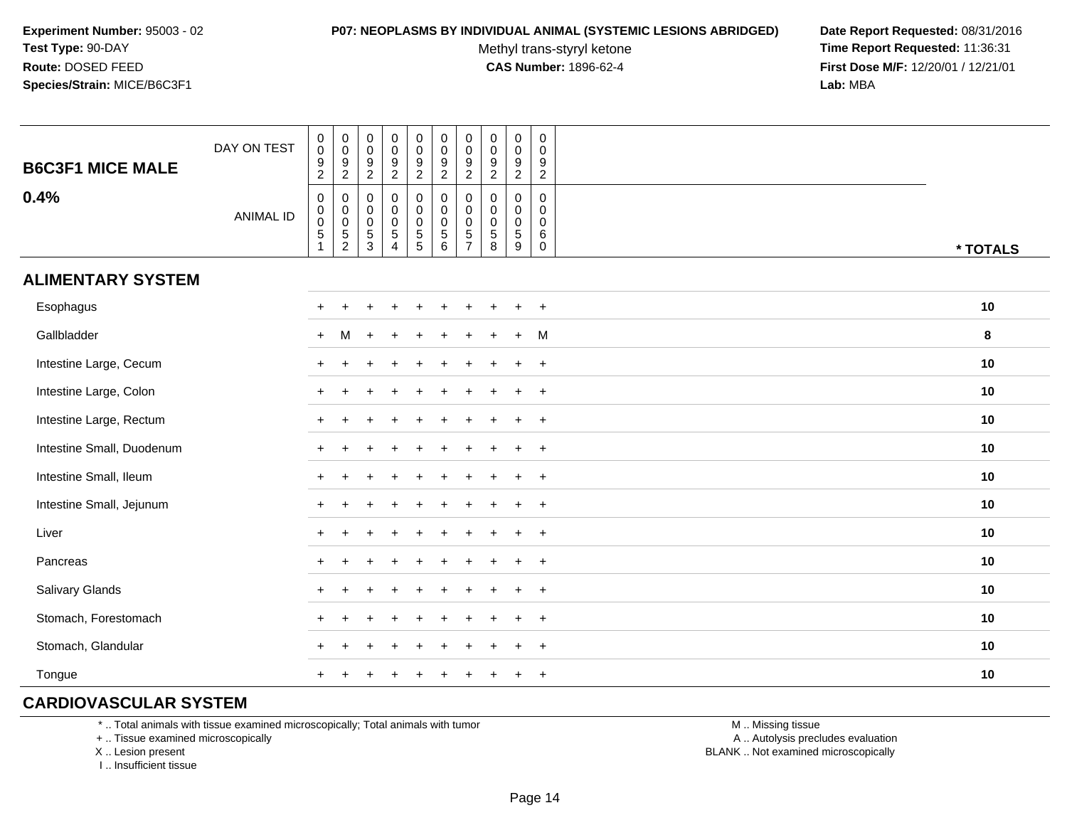**Experiment Number:** 95003 - 02
**Test Type:** 90-DAY
**Route:** DOSED FEED
**Species/Strain:** MICE/B6C3F1

**P07: NEOPLASMS BY INDIVIDUAL ANIMAL (SYSTEMIC LESIONS ABRIDGED)**
Methyl trans-styryl ketone
**CAS Number:** 1896-62-4

**Date Report Requested:** 08/31/2016
**Time Report Requested:** 11:36:31
**First Dose M/F:** 12/20/01 / 12/21/01
**Lab:** MBA

## B6C3F1 MICE MALE
## 0.4%

| DAY ON TEST | 0092 | 0092 | 0092 | 0092 | 0092 | 0092 | 0092 | 0092 | 0092 | 0092 | |
|---|---|---|---|---|---|---|---|---|---|---|---|
| ANIMAL ID | 00051 | 00052 | 00053 | 00054 | 00055 | 00056 | 00057 | 00058 | 00059 | 00060 | * TOTALS |
| **ALIMENTARY SYSTEM** | | | | | | | | | | | |
| Esophagus | + | + | + | + | + | + | + | + | + | + | 10 |
| Gallbladder | + | M | + | + | + | + | + | + | + | M | 8 |
| Intestine Large, Cecum | + | + | + | + | + | + | + | + | + | + | 10 |
| Intestine Large, Colon | + | + | + | + | + | + | + | + | + | + | 10 |
| Intestine Large, Rectum | + | + | + | + | + | + | + | + | + | + | 10 |
| Intestine Small, Duodenum | + | + | + | + | + | + | + | + | + | + | 10 |
| Intestine Small, Ileum | + | + | + | + | + | + | + | + | + | + | 10 |
| Intestine Small, Jejunum | + | + | + | + | + | + | + | + | + | + | 10 |
| Liver | + | + | + | + | + | + | + | + | + | + | 10 |
| Pancreas | + | + | + | + | + | + | + | + | + | + | 10 |
| Salivary Glands | + | + | + | + | + | + | + | + | + | + | 10 |
| Stomach, Forestomach | + | + | + | + | + | + | + | + | + | + | 10 |
| Stomach, Glandular | + | + | + | + | + | + | + | + | + | + | 10 |
| Tongue | + | + | + | + | + | + | + | + | + | + | 10 |
| **CARDIOVASCULAR SYSTEM** | | | | | | | | | | | |

\* .. Total animals with tissue examined microscopically; Total animals with tumor
\+ .. Tissue examined microscopically
X .. Lesion present
I .. Insufficient tissue

M .. Missing tissue
A .. Autolysis precludes evaluation
BLANK .. Not examined microscopically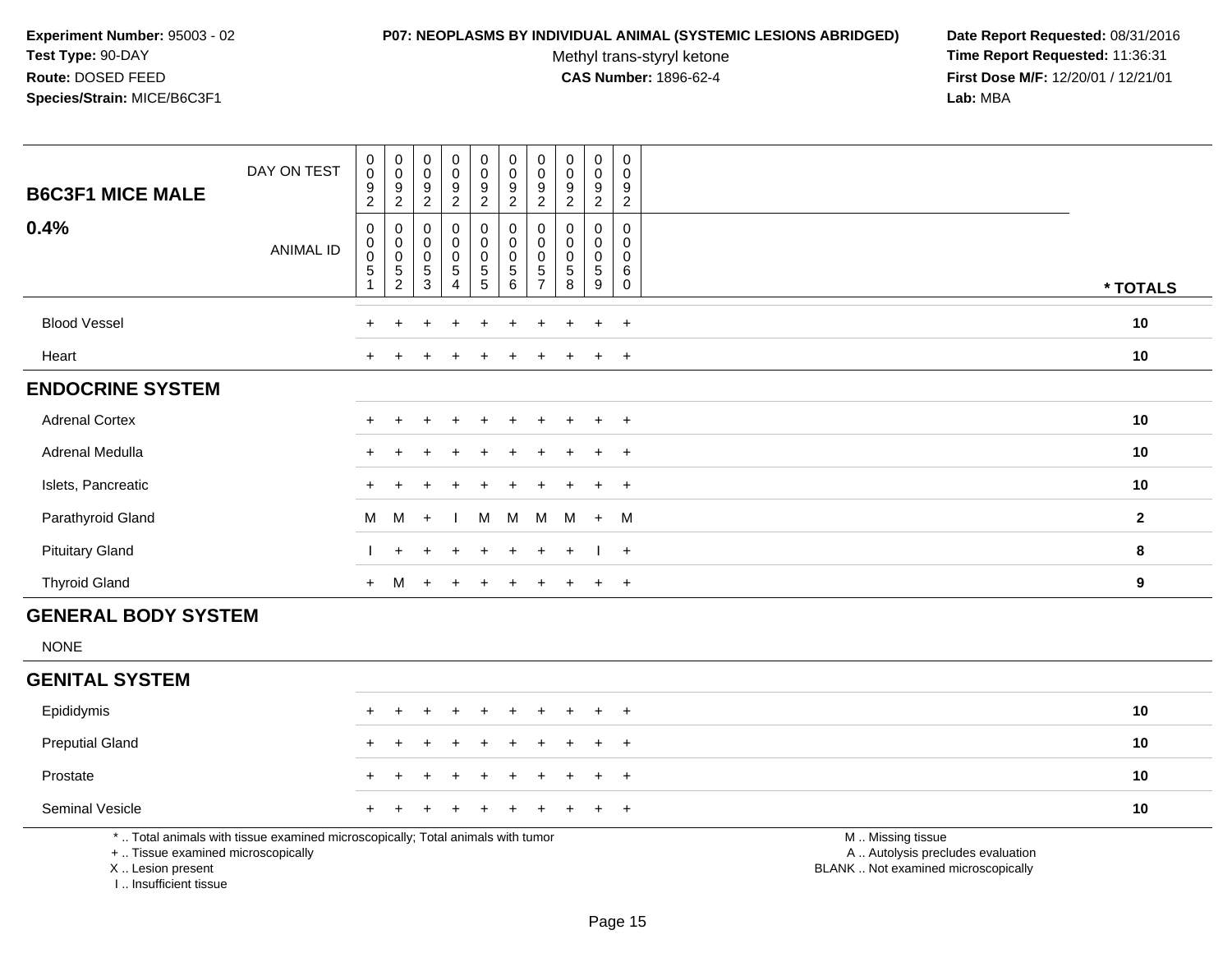**Experiment Number:** 95003 - 02
**Test Type:** 90-DAY
**Route:** DOSED FEED
**Species/Strain:** MICE/B6C3F1

**P07: NEOPLASMS BY INDIVIDUAL ANIMAL (SYSTEMIC LESIONS ABRIDGED)**
Methyl trans-styryl ketone
**CAS Number:** 1896-62-4

**Date Report Requested:** 08/31/2016
**Time Report Requested:** 11:36:31
**First Dose M/F:** 12/20/01 / 12/21/01
**Lab:** MBA

| **B6C3F1 MICE MALE** DAY ON TEST | 0092 | 0092 | 0092 | 0092 | 0092 | 0092 | 0092 | 0092 | 0092 | 0092 | |
|---|---|---|---|---|---|---|---|---|---|---|---|
| **0.4%** ANIMAL ID | 00051 | 00052 | 00053 | 00054 | 00055 | 00056 | 00057 | 00058 | 00059 | 00060 | *** TOTALS** |
| Blood Vessel | + | + | + | + | + | + | + | + | + | + | **10** |
| Heart | + | + | + | + | + | + | + | + | + | + | **10** |
| **ENDOCRINE SYSTEM** | | | | | | | | | | | |
| Adrenal Cortex | + | + | + | + | + | + | + | + | + | + | **10** |
| Adrenal Medulla | + | + | + | + | + | + | + | + | + | + | **10** |
| Islets, Pancreatic | + | + | + | + | + | + | + | + | + | + | **10** |
| Parathyroid Gland | M | M | + | I | M | M | M | M | + | M | **2** |
| Pituitary Gland | I | + | + | + | + | + | + | + | I | + | **8** |
| Thyroid Gland | + | M | + | + | + | + | + | + | + | + | **9** |
| **GENERAL BODY SYSTEM** | | | | | | | | | | | |
| NONE | | | | | | | | | | | |
| **GENITAL SYSTEM** | | | | | | | | | | | |
| Epididymis | + | + | + | + | + | + | + | + | + | + | **10** |
| Preputial Gland | + | + | + | + | + | + | + | + | + | + | **10** |
| Prostate | + | + | + | + | + | + | + | + | + | + | **10** |
| Seminal Vesicle | + | + | + | + | + | + | + | + | + | + | **10** |

* .. Total animals with tissue examined microscopically; Total animals with tumor
+ .. Tissue examined microscopically
X .. Lesion present
I .. Insufficient tissue

M .. Missing tissue
A .. Autolysis precludes evaluation
BLANK .. Not examined microscopically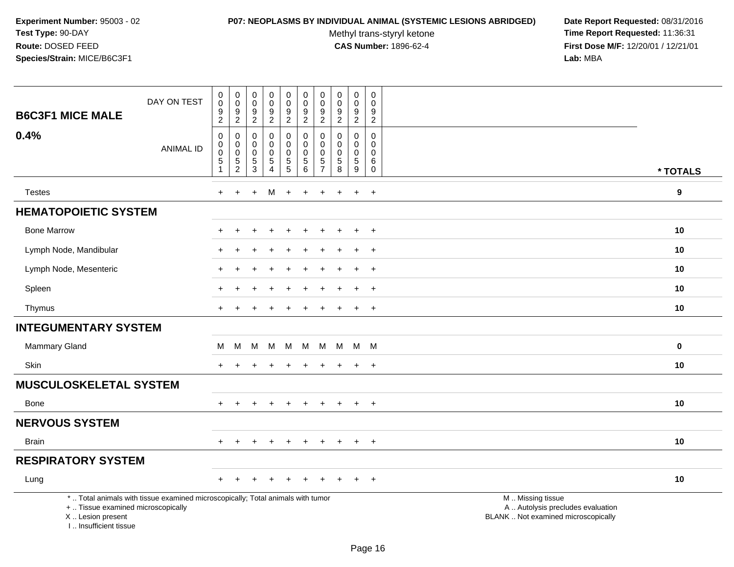**Experiment Number:** 95003 - 02
**Test Type:** 90-DAY
**Route:** DOSED FEED
**Species/Strain:** MICE/B6C3F1

**P07: NEOPLASMS BY INDIVIDUAL ANIMAL (SYSTEMIC LESIONS ABRIDGED)**
Methyl trans-styryl ketone
**CAS Number:** 1896-62-4

**Date Report Requested:** 08/31/2016
**Time Report Requested:** 11:36:31
**First Dose M/F:** 12/20/01 / 12/21/01
**Lab:** MBA

| B6C3F1 MICE MALE 0.4% | | | | | | | | | | | |
|---|---|---|---|---|---|---|---|---|---|---|---|
| DAY ON TEST | 0092 | 0092 | 0092 | 0092 | 0092 | 0092 | 0092 | 0092 | 0092 | 0092 | |
| ANIMAL ID | 00051 | 00052 | 00053 | 00054 | 00055 | 00056 | 00057 | 00058 | 00059 | 00060 | * TOTALS |
| Testes | + | + | + | M | + | + | + | + | + | + | 9 |
| **HEMATOPOIETIC SYSTEM** | | | | | | | | | | | |
| Bone Marrow | + | + | + | + | + | + | + | + | + | + | 10 |
| Lymph Node, Mandibular | + | + | + | + | + | + | + | + | + | + | 10 |
| Lymph Node, Mesenteric | + | + | + | + | + | + | + | + | + | + | 10 |
| Spleen | + | + | + | + | + | + | + | + | + | + | 10 |
| Thymus | + | + | + | + | + | + | + | + | + | + | 10 |
| **INTEGUMENTARY SYSTEM** | | | | | | | | | | | |
| Mammary Gland | M | M | M | M | M | M | M | M | M | M | 0 |
| Skin | + | + | + | + | + | + | + | + | + | + | 10 |
| **MUSCULOSKELETAL SYSTEM** | | | | | | | | | | | |
| Bone | + | + | + | + | + | + | + | + | + | + | 10 |
| **NERVOUS SYSTEM** | | | | | | | | | | | |
| Brain | + | + | + | + | + | + | + | + | + | + | 10 |
| **RESPIRATORY SYSTEM** | | | | | | | | | | | |
| Lung | + | + | + | + | + | + | + | + | + | + | 10 |

\* .. Total animals with tissue examined microscopically; Total animals with tumor
\+ .. Tissue examined microscopically
X .. Lesion present
I .. Insufficient tissue

M .. Missing tissue
A .. Autolysis precludes evaluation
BLANK .. Not examined microscopically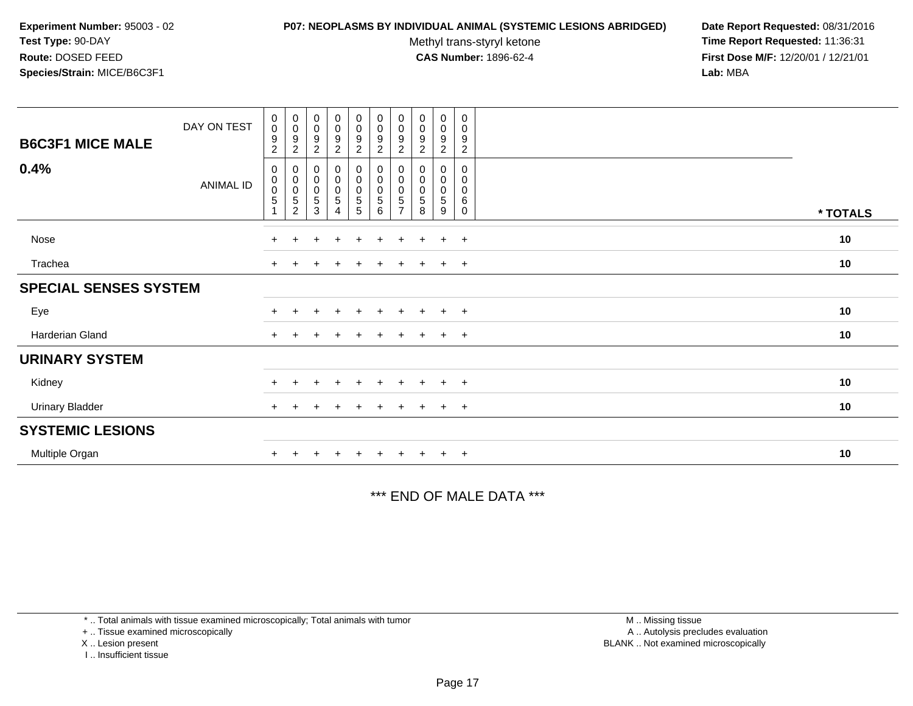**Experiment Number:** 95003 - 02
**Test Type:** 90-DAY
**Route:** DOSED FEED
**Species/Strain:** MICE/B6C3F1

**P07: NEOPLASMS BY INDIVIDUAL ANIMAL (SYSTEMIC LESIONS ABRIDGED)**
Methyl trans-styryl ketone
**CAS Number:** 1896-62-4

**Date Report Requested:** 08/31/2016
**Time Report Requested:** 11:36:31
**First Dose M/F:** 12/20/01 / 12/21/01
**Lab:** MBA

| **B6C3F1 MICE MALE** DAY ON TEST | 0092 | 0092 | 0092 | 0092 | 0092 | 0092 | 0092 | 0092 | 0092 | 0092 | |
|---|---|---|---|---|---|---|---|---|---|---|---|
| **0.4%** ANIMAL ID | 00051 | 00052 | 00053 | 00054 | 00055 | 00056 | 00057 | 00058 | 00059 | 00060 | *** TOTALS** |
| Nose | + | + | + | + | + | + | + | + | + | + | **10** |
| Trachea | + | + | + | + | + | + | + | + | + | + | **10** |
| **SPECIAL SENSES SYSTEM** | | | | | | | | | | | |
| Eye | + | + | + | + | + | + | + | + | + | + | **10** |
| Harderian Gland | + | + | + | + | + | + | + | + | + | + | **10** |
| **URINARY SYSTEM** | | | | | | | | | | | |
| Kidney | + | + | + | + | + | + | + | + | + | + | **10** |
| Urinary Bladder | + | + | + | + | + | + | + | + | + | + | **10** |
| **SYSTEMIC LESIONS** | | | | | | | | | | | |
| Multiple Organ | + | + | + | + | + | + | + | + | + | + | **10** |

*** END OF MALE DATA ***

* .. Total animals with tissue examined microscopically; Total animals with tumor
+ .. Tissue examined microscopically
X .. Lesion present
I .. Insufficient tissue

M .. Missing tissue
A .. Autolysis precludes evaluation
BLANK .. Not examined microscopically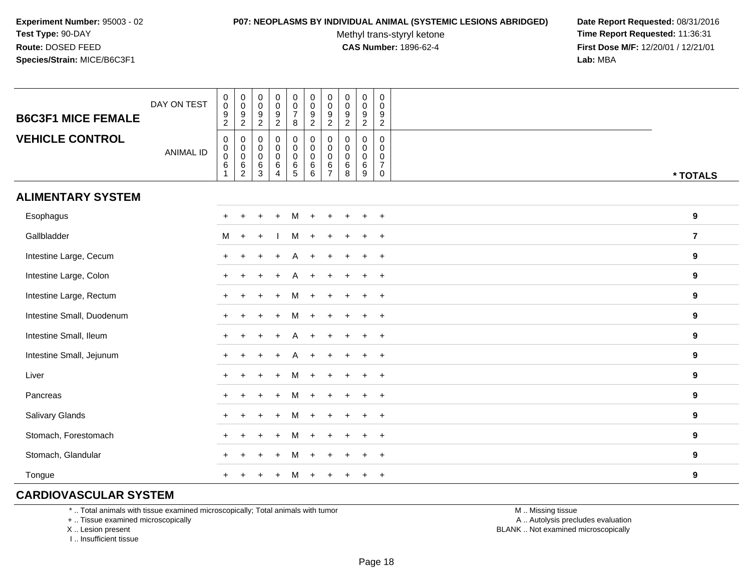**Experiment Number:** 95003 - 02
**Test Type:** 90-DAY
**Route:** DOSED FEED
**Species/Strain:** MICE/B6C3F1

**P07: NEOPLASMS BY INDIVIDUAL ANIMAL (SYSTEMIC LESIONS ABRIDGED)**
Methyl trans-styryl ketone
**CAS Number:** 1896-62-4

**Date Report Requested:** 08/31/2016
**Time Report Requested:** 11:36:31
**First Dose M/F:** 12/20/01 / 12/21/01
**Lab:** MBA

## B6C3F1 MICE FEMALE
## VEHICLE CONTROL

| DAY ON TEST | 0092 | 0092 | 0092 | 0092 | 0078 | 0092 | 0092 | 0092 | 0092 | 0092 | |
|---|---|---|---|---|---|---|---|---|---|---|---|
| **ANIMAL ID** | 00061 | 00062 | 00063 | 00064 | 00065 | 00066 | 00067 | 00068 | 00069 | 00070 | *** TOTALS** |
| **ALIMENTARY SYSTEM** | | | | | | | | | | | |
| Esophagus | + | + | + | + | M | + | + | + | + | + | **9** |
| Gallbladder | M | + | + | I | M | + | + | + | + | + | **7** |
| Intestine Large, Cecum | + | + | + | + | A | + | + | + | + | + | **9** |
| Intestine Large, Colon | + | + | + | + | A | + | + | + | + | + | **9** |
| Intestine Large, Rectum | + | + | + | + | M | + | + | + | + | + | **9** |
| Intestine Small, Duodenum | + | + | + | + | M | + | + | + | + | + | **9** |
| Intestine Small, Ileum | + | + | + | + | A | + | + | + | + | + | **9** |
| Intestine Small, Jejunum | + | + | + | + | A | + | + | + | + | + | **9** |
| Liver | + | + | + | + | M | + | + | + | + | + | **9** |
| Pancreas | + | + | + | + | M | + | + | + | + | + | **9** |
| Salivary Glands | + | + | + | + | M | + | + | + | + | + | **9** |
| Stomach, Forestomach | + | + | + | + | M | + | + | + | + | + | **9** |
| Stomach, Glandular | + | + | + | + | M | + | + | + | + | + | **9** |
| Tongue | + | + | + | + | M | + | + | + | + | + | **9** |
| **CARDIOVASCULAR SYSTEM** | | | | | | | | | | | |

* .. Total animals with tissue examined microscopically; Total animals with tumor
+ .. Tissue examined microscopically
X .. Lesion present
I .. Insufficient tissue

M .. Missing tissue
A .. Autolysis precludes evaluation
BLANK .. Not examined microscopically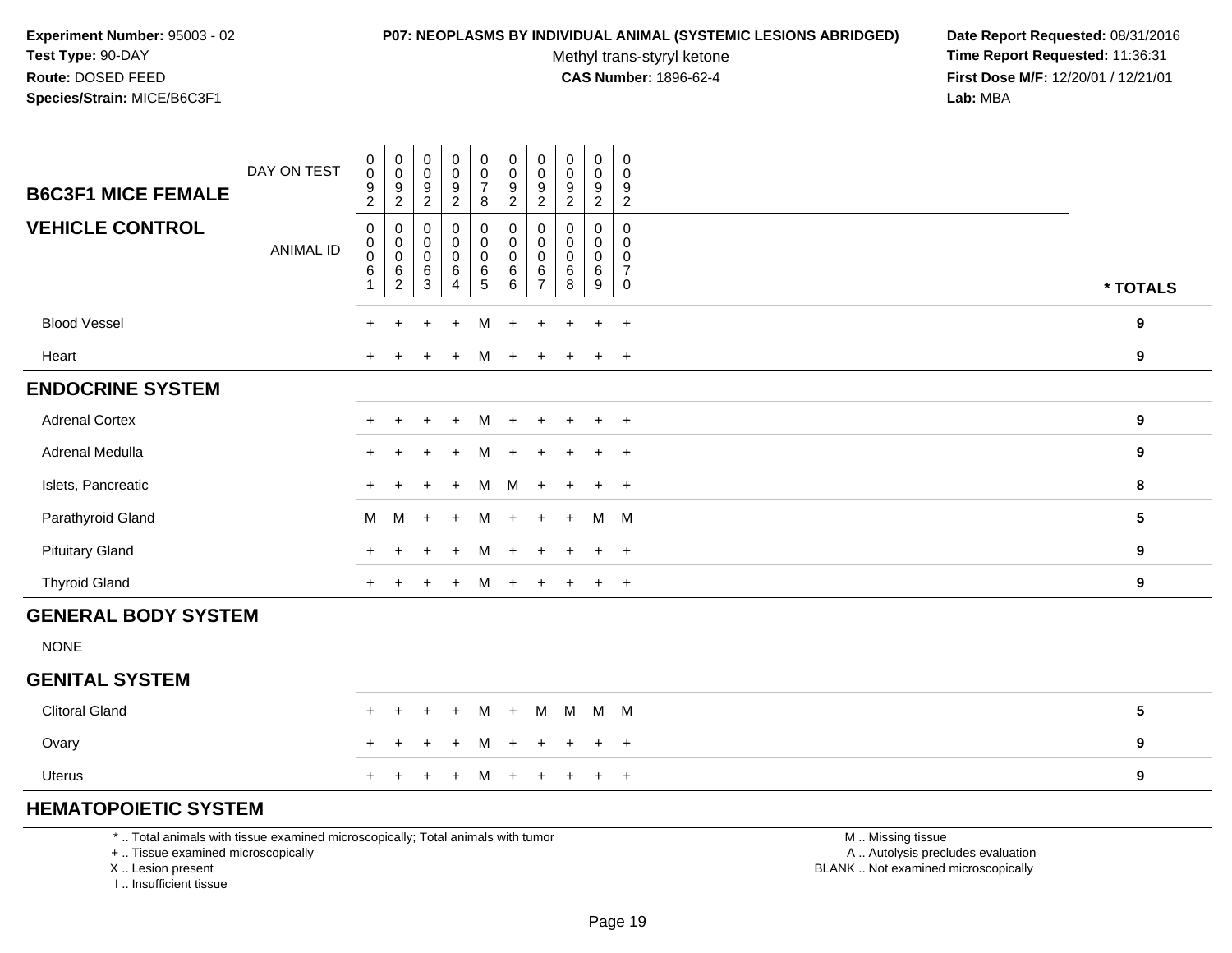**Experiment Number:** 95003 - 02
**Test Type:** 90-DAY
**Route:** DOSED FEED
**Species/Strain:** MICE/B6C3F1

**P07: NEOPLASMS BY INDIVIDUAL ANIMAL (SYSTEMIC LESIONS ABRIDGED)**
Methyl trans-styryl ketone
**CAS Number:** 1896-62-4

**Date Report Requested:** 08/31/2016
**Time Report Requested:** 11:36:31
**First Dose M/F:** 12/20/01 / 12/21/01
**Lab:** MBA

| B6C3F1 MICE FEMALE — DAY ON TEST | 0092 | 0092 | 0092 | 0092 | 0078 | 0092 | 0092 | 0092 | 0092 | 0092 | |
|---|---|---|---|---|---|---|---|---|---|---|---|
| **VEHICLE CONTROL** — ANIMAL ID | 00061 | 00062 | 00063 | 00064 | 00065 | 00066 | 00067 | 00068 | 00069 | 00070 | * TOTALS |
| Blood Vessel | + | + | + | + | M | + | + | + | + | + | 9 |
| Heart | + | + | + | + | M | + | + | + | + | + | 9 |
| **ENDOCRINE SYSTEM** | | | | | | | | | | | |
| Adrenal Cortex | + | + | + | + | M | + | + | + | + | + | 9 |
| Adrenal Medulla | + | + | + | + | M | + | + | + | + | + | 9 |
| Islets, Pancreatic | + | + | + | + | M | M | + | + | + | + | 8 |
| Parathyroid Gland | M | M | + | + | M | + | + | + | M | M | 5 |
| Pituitary Gland | + | + | + | + | M | + | + | + | + | + | 9 |
| Thyroid Gland | + | + | + | + | M | + | + | + | + | + | 9 |
| **GENERAL BODY SYSTEM** | | | | | | | | | | | |
| NONE | | | | | | | | | | | |
| **GENITAL SYSTEM** | | | | | | | | | | | |
| Clitoral Gland | + | + | + | + | M | + | M | M | M | M | 5 |
| Ovary | + | + | + | + | M | + | + | + | + | + | 9 |
| Uterus | + | + | + | + | M | + | + | + | + | + | 9 |
| **HEMATOPOIETIC SYSTEM** | | | | | | | | | | | |

* .. Total animals with tissue examined microscopically; Total animals with tumor
+ .. Tissue examined microscopically
X .. Lesion present
I .. Insufficient tissue

M .. Missing tissue
A .. Autolysis precludes evaluation
BLANK .. Not examined microscopically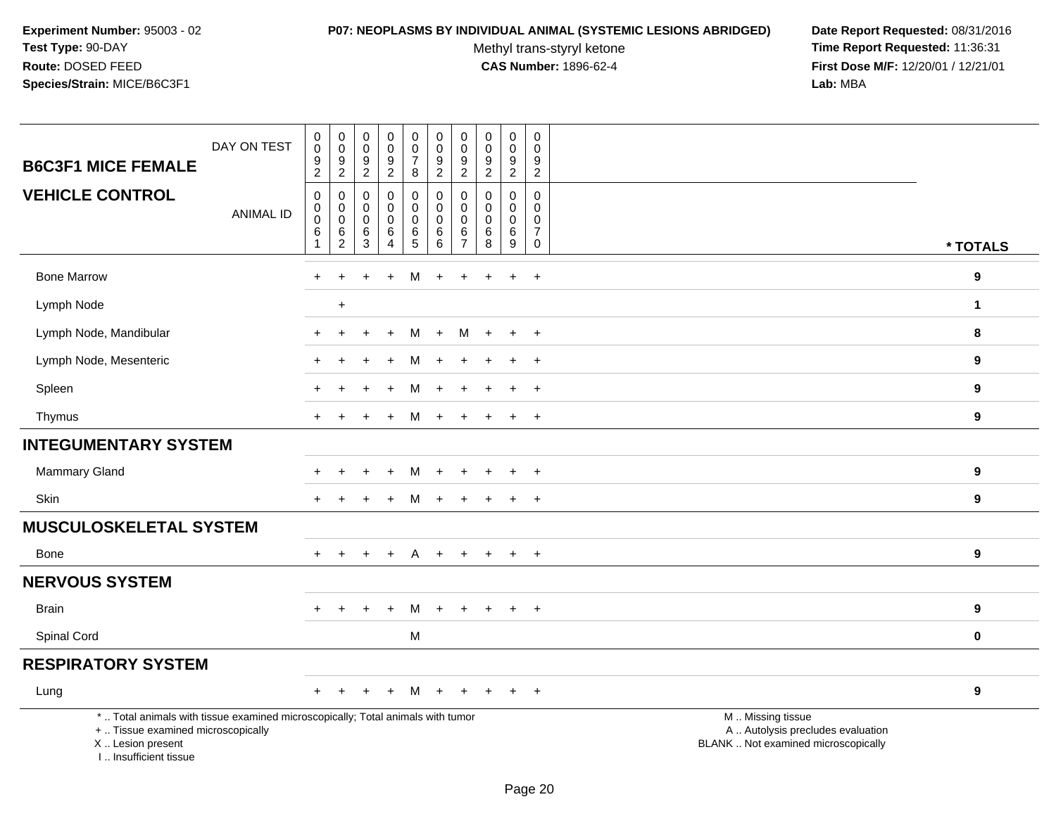**Experiment Number:** 95003 - 02
**Test Type:** 90-DAY
**Route:** DOSED FEED
**Species/Strain:** MICE/B6C3F1

**P07: NEOPLASMS BY INDIVIDUAL ANIMAL (SYSTEMIC LESIONS ABRIDGED)**
Methyl trans-styryl ketone
**CAS Number:** 1896-62-4

**Date Report Requested:** 08/31/2016
**Time Report Requested:** 11:36:31
**First Dose M/F:** 12/20/01 / 12/21/01
**Lab:** MBA

| B6C3F1 MICE FEMALE / VEHICLE CONTROL | | | | | | | | | | | |
|---|---|---|---|---|---|---|---|---|---|---|---|
| DAY ON TEST | 0092 | 0092 | 0092 | 0092 | 0078 | 0092 | 0092 | 0092 | 0092 | 0092 | |
| ANIMAL ID | 00061 | 00062 | 00063 | 00064 | 00065 | 00066 | 00067 | 00068 | 00069 | 00070 | * TOTALS |
| Bone Marrow | + | + | + | + | M | + | + | + | + | + | 9 |
| Lymph Node | | + | | | | | | | | | 1 |
| Lymph Node, Mandibular | + | + | + | + | M | + | M | + | + | + | 8 |
| Lymph Node, Mesenteric | + | + | + | + | M | + | + | + | + | + | 9 |
| Spleen | + | + | + | + | M | + | + | + | + | + | 9 |
| Thymus | + | + | + | + | M | + | + | + | + | + | 9 |
| **INTEGUMENTARY SYSTEM** | | | | | | | | | | | |
| Mammary Gland | + | + | + | + | M | + | + | + | + | + | 9 |
| Skin | + | + | + | + | M | + | + | + | + | + | 9 |
| **MUSCULOSKELETAL SYSTEM** | | | | | | | | | | | |
| Bone | + | + | + | + | A | + | + | + | + | + | 9 |
| **NERVOUS SYSTEM** | | | | | | | | | | | |
| Brain | + | + | + | + | M | + | + | + | + | + | 9 |
| Spinal Cord | | | | | M | | | | | | 0 |
| **RESPIRATORY SYSTEM** | | | | | | | | | | | |
| Lung | + | + | + | + | M | + | + | + | + | + | 9 |

\* .. Total animals with tissue examined microscopically; Total animals with tumor
\+ .. Tissue examined microscopically
X .. Lesion present
I .. Insufficient tissue

M .. Missing tissue
A .. Autolysis precludes evaluation
BLANK .. Not examined microscopically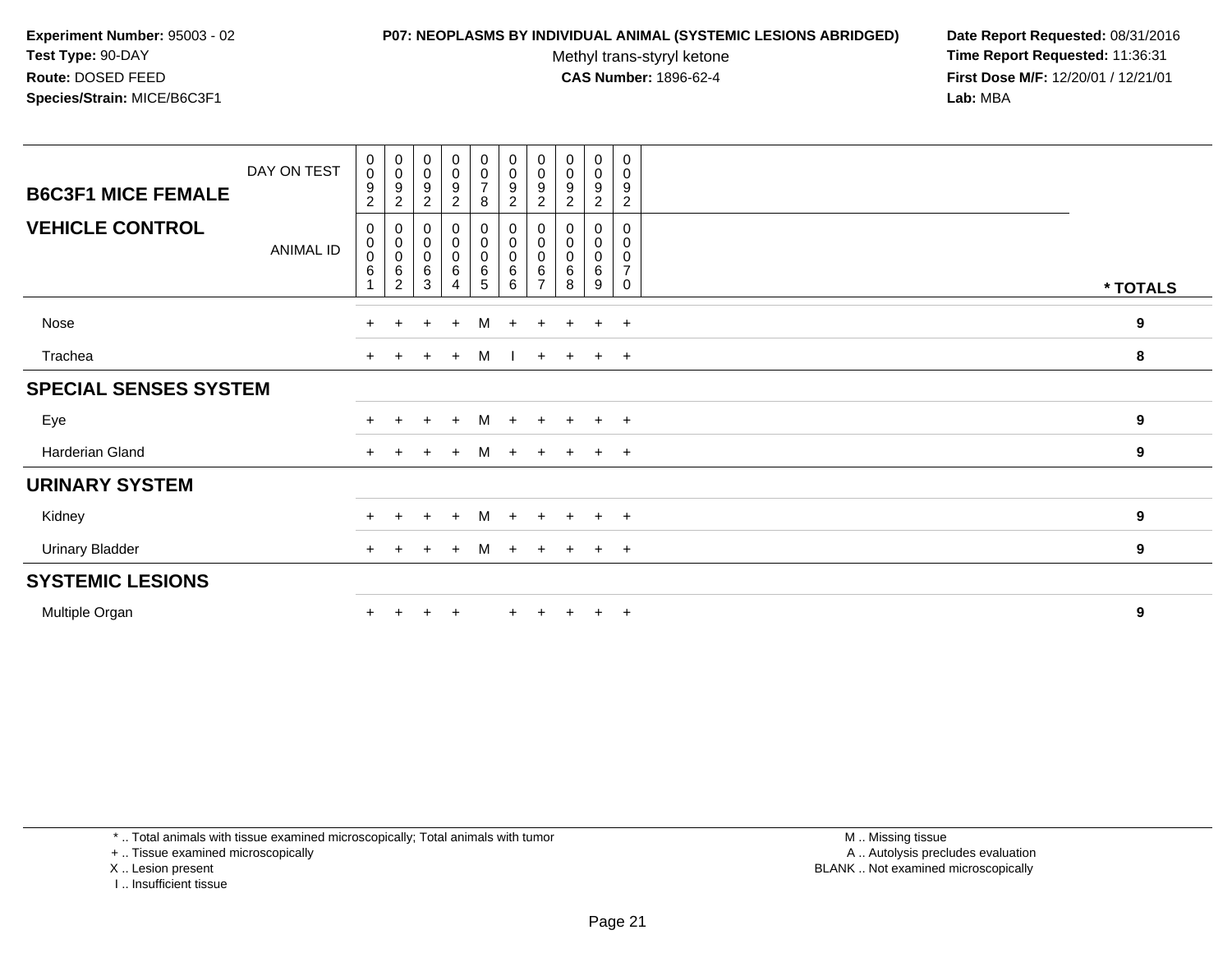**Experiment Number:** 95003 - 02
**Test Type:** 90-DAY
**Route:** DOSED FEED
**Species/Strain:** MICE/B6C3F1

**P07: NEOPLASMS BY INDIVIDUAL ANIMAL (SYSTEMIC LESIONS ABRIDGED)**
Methyl trans-styryl ketone
**CAS Number:** 1896-62-4

**Date Report Requested:** 08/31/2016
**Time Report Requested:** 11:36:31
**First Dose M/F:** 12/20/01 / 12/21/01
**Lab:** MBA

| B6C3F1 MICE FEMALE — DAY ON TEST | 0092 | 0092 | 0092 | 0092 | 0078 | 0092 | 0092 | 0092 | 0092 | 0092 | |
|---|---|---|---|---|---|---|---|---|---|---|---|
| **VEHICLE CONTROL** — ANIMAL ID | 00061 | 00062 | 00063 | 00064 | 00065 | 00066 | 00067 | 00068 | 00069 | 00070 | *** TOTALS** |
| Nose | + | + | + | + | M | + | + | + | + | + | **9** |
| Trachea | + | + | + | + | M | I | + | + | + | + | **8** |
| **SPECIAL SENSES SYSTEM** | | | | | | | | | | | |
| Eye | + | + | + | + | M | + | + | + | + | + | **9** |
| Harderian Gland | + | + | + | + | M | + | + | + | + | + | **9** |
| **URINARY SYSTEM** | | | | | | | | | | | |
| Kidney | + | + | + | + | M | + | + | + | + | + | **9** |
| Urinary Bladder | + | + | + | + | M | + | + | + | + | + | **9** |
| **SYSTEMIC LESIONS** | | | | | | | | | | | |
| Multiple Organ | + | + | + | + | | + | + | + | + | + | **9** |

* .. Total animals with tissue examined microscopically; Total animals with tumor
+ .. Tissue examined microscopically
X .. Lesion present
I .. Insufficient tissue

M .. Missing tissue
A .. Autolysis precludes evaluation
BLANK .. Not examined microscopically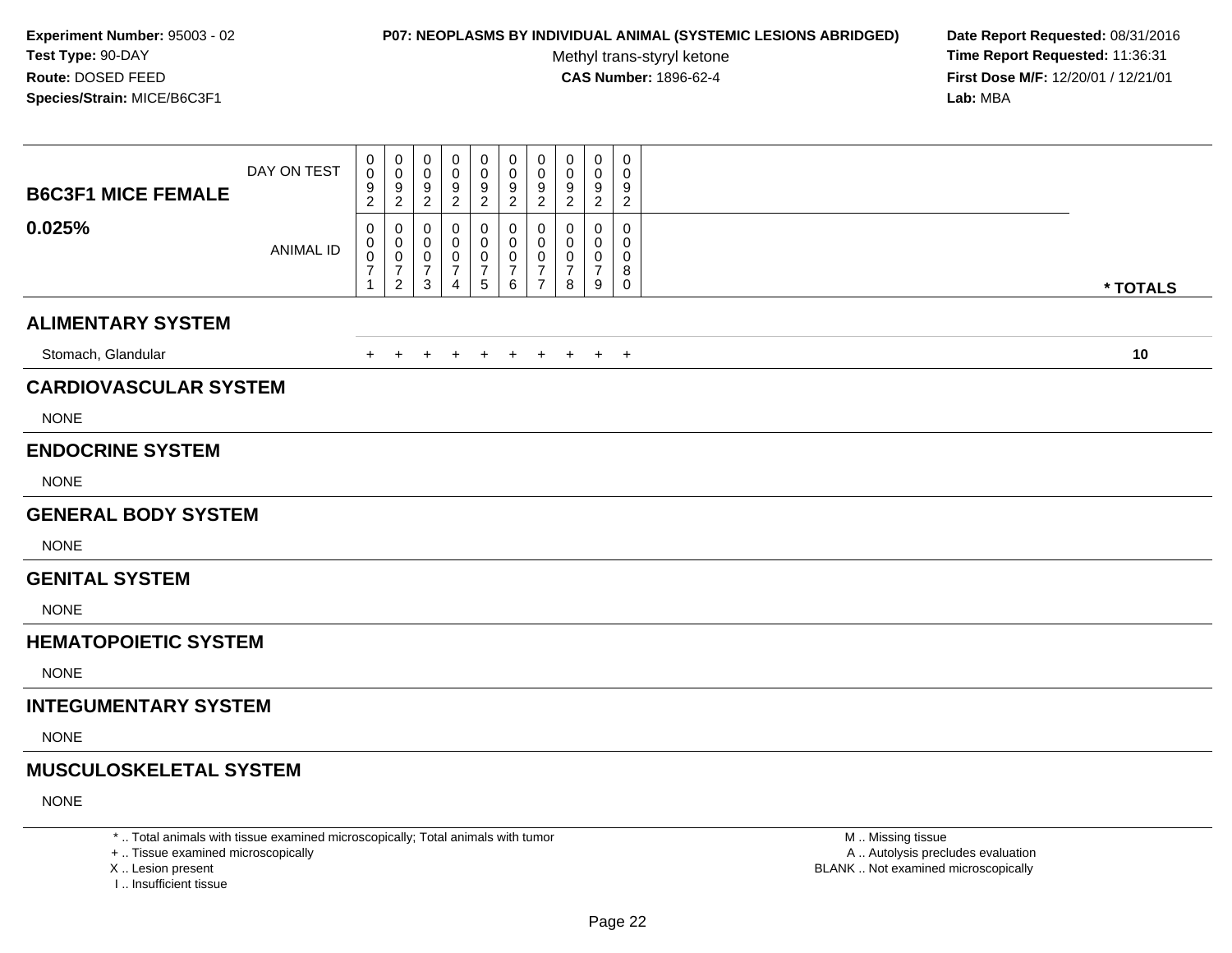**Experiment Number:** 95003 - 02
**Test Type:** 90-DAY
**Route:** DOSED FEED
**Species/Strain:** MICE/B6C3F1

**P07: NEOPLASMS BY INDIVIDUAL ANIMAL (SYSTEMIC LESIONS ABRIDGED)**
Methyl trans-styryl ketone
**CAS Number:** 1896-62-4

**Date Report Requested:** 08/31/2016
**Time Report Requested:** 11:36:31
**First Dose M/F:** 12/20/01 / 12/21/01
**Lab:** MBA

| B6C3F1 MICE FEMALE 0.025% | | | | | | | | | | | |
|---|---|---|---|---|---|---|---|---|---|---|---|
| DAY ON TEST | 0092 | 0092 | 0092 | 0092 | 0092 | 0092 | 0092 | 0092 | 0092 | 0092 | |
| ANIMAL ID | 00071 | 00072 | 00073 | 00074 | 00075 | 00076 | 00077 | 00078 | 00079 | 00080 | * TOTALS |
| **ALIMENTARY SYSTEM** | | | | | | | | | | | |
| Stomach, Glandular | + | + | + | + | + | + | + | + | + | + | 10 |
| **CARDIOVASCULAR SYSTEM** | | | | | | | | | | | |
| NONE | | | | | | | | | | | |
| **ENDOCRINE SYSTEM** | | | | | | | | | | | |
| NONE | | | | | | | | | | | |
| **GENERAL BODY SYSTEM** | | | | | | | | | | | |
| NONE | | | | | | | | | | | |
| **GENITAL SYSTEM** | | | | | | | | | | | |
| NONE | | | | | | | | | | | |
| **HEMATOPOIETIC SYSTEM** | | | | | | | | | | | |
| NONE | | | | | | | | | | | |
| **INTEGUMENTARY SYSTEM** | | | | | | | | | | | |
| NONE | | | | | | | | | | | |
| **MUSCULOSKELETAL SYSTEM** | | | | | | | | | | | |
| NONE | | | | | | | | | | | |

* .. Total animals with tissue examined microscopically; Total animals with tumor
+ .. Tissue examined microscopically
X .. Lesion present
I .. Insufficient tissue

M .. Missing tissue
A .. Autolysis precludes evaluation
BLANK .. Not examined microscopically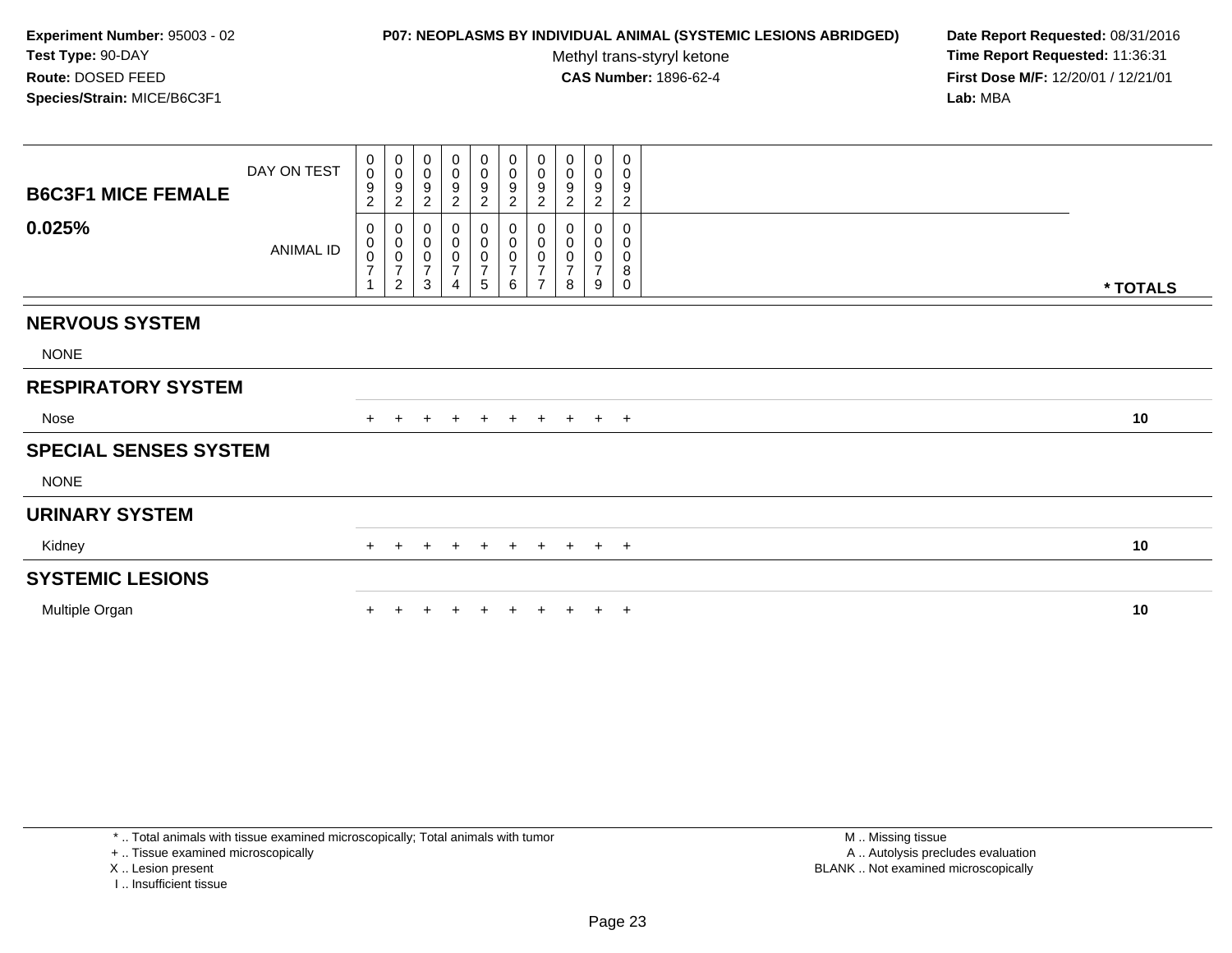**Experiment Number:** 95003 - 02
**Test Type:** 90-DAY
**Route:** DOSED FEED
**Species/Strain:** MICE/B6C3F1

**P07: NEOPLASMS BY INDIVIDUAL ANIMAL (SYSTEMIC LESIONS ABRIDGED)**
Methyl trans-styryl ketone
**CAS Number:** 1896-62-4

**Date Report Requested:** 08/31/2016
**Time Report Requested:** 11:36:31
**First Dose M/F:** 12/20/01 / 12/21/01
**Lab:** MBA

| B6C3F1 MICE FEMALE 0.025% | | | | | | | | | | | |
|---|---|---|---|---|---|---|---|---|---|---|---|
| DAY ON TEST | 0092 | 0092 | 0092 | 0092 | 0092 | 0092 | 0092 | 0092 | 0092 | 0092 | |
| ANIMAL ID | 00071 | 00072 | 00073 | 00074 | 00075 | 00076 | 00077 | 00078 | 00079 | 00080 | * TOTALS |
| **NERVOUS SYSTEM** | | | | | | | | | | | |
| NONE | | | | | | | | | | | |
| **RESPIRATORY SYSTEM** | | | | | | | | | | | |
| Nose | + | + | + | + | + | + | + | + | + | + | 10 |
| **SPECIAL SENSES SYSTEM** | | | | | | | | | | | |
| NONE | | | | | | | | | | | |
| **URINARY SYSTEM** | | | | | | | | | | | |
| Kidney | + | + | + | + | + | + | + | + | + | + | 10 |
| **SYSTEMIC LESIONS** | | | | | | | | | | | |
| Multiple Organ | + | + | + | + | + | + | + | + | + | + | 10 |

* .. Total animals with tissue examined microscopically; Total animals with tumor
+ .. Tissue examined microscopically
X .. Lesion present
I .. Insufficient tissue

M .. Missing tissue
A .. Autolysis precludes evaluation
BLANK .. Not examined microscopically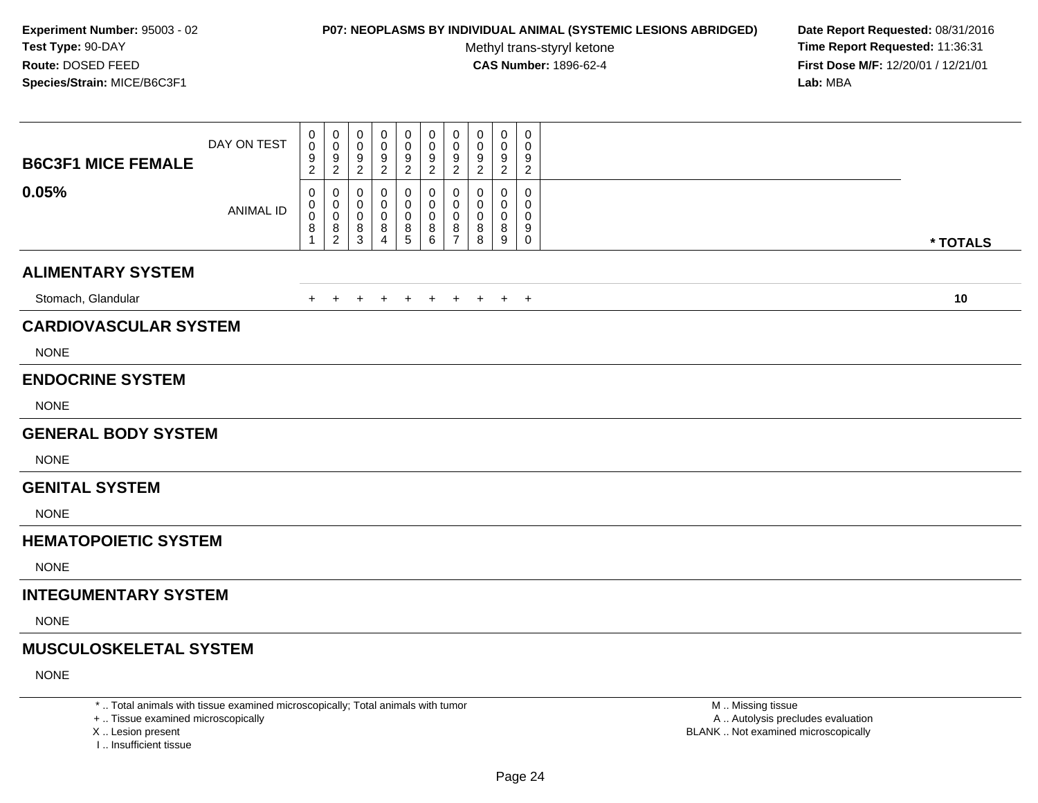**Experiment Number:** 95003 - 02
**Test Type:** 90-DAY
**Route:** DOSED FEED
**Species/Strain:** MICE/B6C3F1

**P07: NEOPLASMS BY INDIVIDUAL ANIMAL (SYSTEMIC LESIONS ABRIDGED)**
Methyl trans-styryl ketone
**CAS Number:** 1896-62-4

**Date Report Requested:** 08/31/2016
**Time Report Requested:** 11:36:31
**First Dose M/F:** 12/20/01 / 12/21/01
**Lab:** MBA

| B6C3F1 MICE FEMALE 0.05% | | | | | | | | | | | |
|---|---|---|---|---|---|---|---|---|---|---|---|
| DAY ON TEST | 0092 | 0092 | 0092 | 0092 | 0092 | 0092 | 0092 | 0092 | 0092 | 0092 | |
| ANIMAL ID | 00081 | 00082 | 00083 | 00084 | 00085 | 00086 | 00087 | 00088 | 00089 | 00090 | * TOTALS |
| **ALIMENTARY SYSTEM** | | | | | | | | | | | |
| Stomach, Glandular | + | + | + | + | + | + | + | + | + | + | **10** |
| **CARDIOVASCULAR SYSTEM** | | | | | | | | | | | |
| NONE | | | | | | | | | | | |
| **ENDOCRINE SYSTEM** | | | | | | | | | | | |
| NONE | | | | | | | | | | | |
| **GENERAL BODY SYSTEM** | | | | | | | | | | | |
| NONE | | | | | | | | | | | |
| **GENITAL SYSTEM** | | | | | | | | | | | |
| NONE | | | | | | | | | | | |
| **HEMATOPOIETIC SYSTEM** | | | | | | | | | | | |
| NONE | | | | | | | | | | | |
| **INTEGUMENTARY SYSTEM** | | | | | | | | | | | |
| NONE | | | | | | | | | | | |
| **MUSCULOSKELETAL SYSTEM** | | | | | | | | | | | |
| NONE | | | | | | | | | | | |

* .. Total animals with tissue examined microscopically; Total animals with tumor
+ .. Tissue examined microscopically
X .. Lesion present
I .. Insufficient tissue

M .. Missing tissue
A .. Autolysis precludes evaluation
BLANK .. Not examined microscopically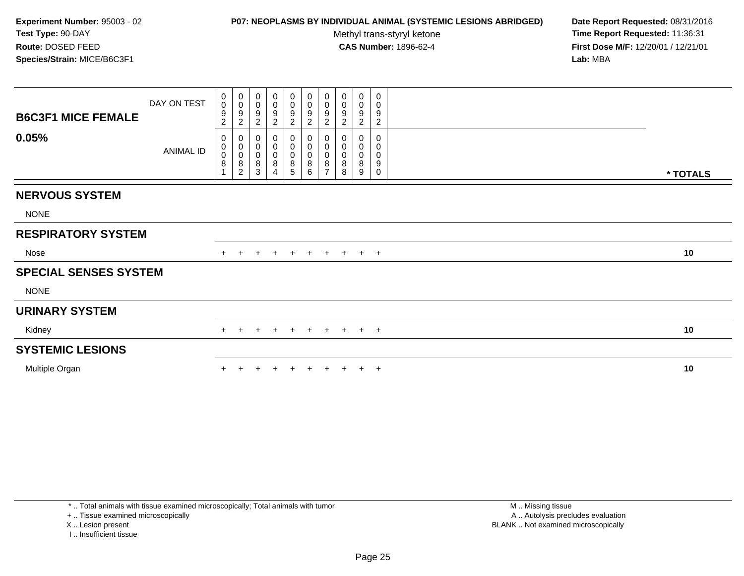**Experiment Number:** 95003 - 02
**Test Type:** 90-DAY
**Route:** DOSED FEED
**Species/Strain:** MICE/B6C3F1

**P07: NEOPLASMS BY INDIVIDUAL ANIMAL (SYSTEMIC LESIONS ABRIDGED)**
Methyl trans-styryl ketone
**CAS Number:** 1896-62-4

**Date Report Requested:** 08/31/2016
**Time Report Requested:** 11:36:31
**First Dose M/F:** 12/20/01 / 12/21/01
**Lab:** MBA

| **B6C3F1 MICE FEMALE** DAY ON TEST | 0092 | 0092 | 0092 | 0092 | 0092 | 0092 | 0092 | 0092 | 0092 | 0092 | |
|---|---|---|---|---|---|---|---|---|---|---|---|
| **0.05%** ANIMAL ID | 00081 | 00082 | 00083 | 00084 | 00085 | 00086 | 00087 | 00088 | 00089 | 00090 | **\* TOTALS** |
| **NERVOUS SYSTEM** | | | | | | | | | | | |
| NONE | | | | | | | | | | | |
| **RESPIRATORY SYSTEM** | | | | | | | | | | | |
| Nose | + | + | + | + | + | + | + | + | + | + | **10** |
| **SPECIAL SENSES SYSTEM** | | | | | | | | | | | |
| NONE | | | | | | | | | | | |
| **URINARY SYSTEM** | | | | | | | | | | | |
| Kidney | + | + | + | + | + | + | + | + | + | + | **10** |
| **SYSTEMIC LESIONS** | | | | | | | | | | | |
| Multiple Organ | + | + | + | + | + | + | + | + | + | + | **10** |

\* .. Total animals with tissue examined microscopically; Total animals with tumor
\+ .. Tissue examined microscopically
X .. Lesion present
I .. Insufficient tissue

M .. Missing tissue
A .. Autolysis precludes evaluation
BLANK .. Not examined microscopically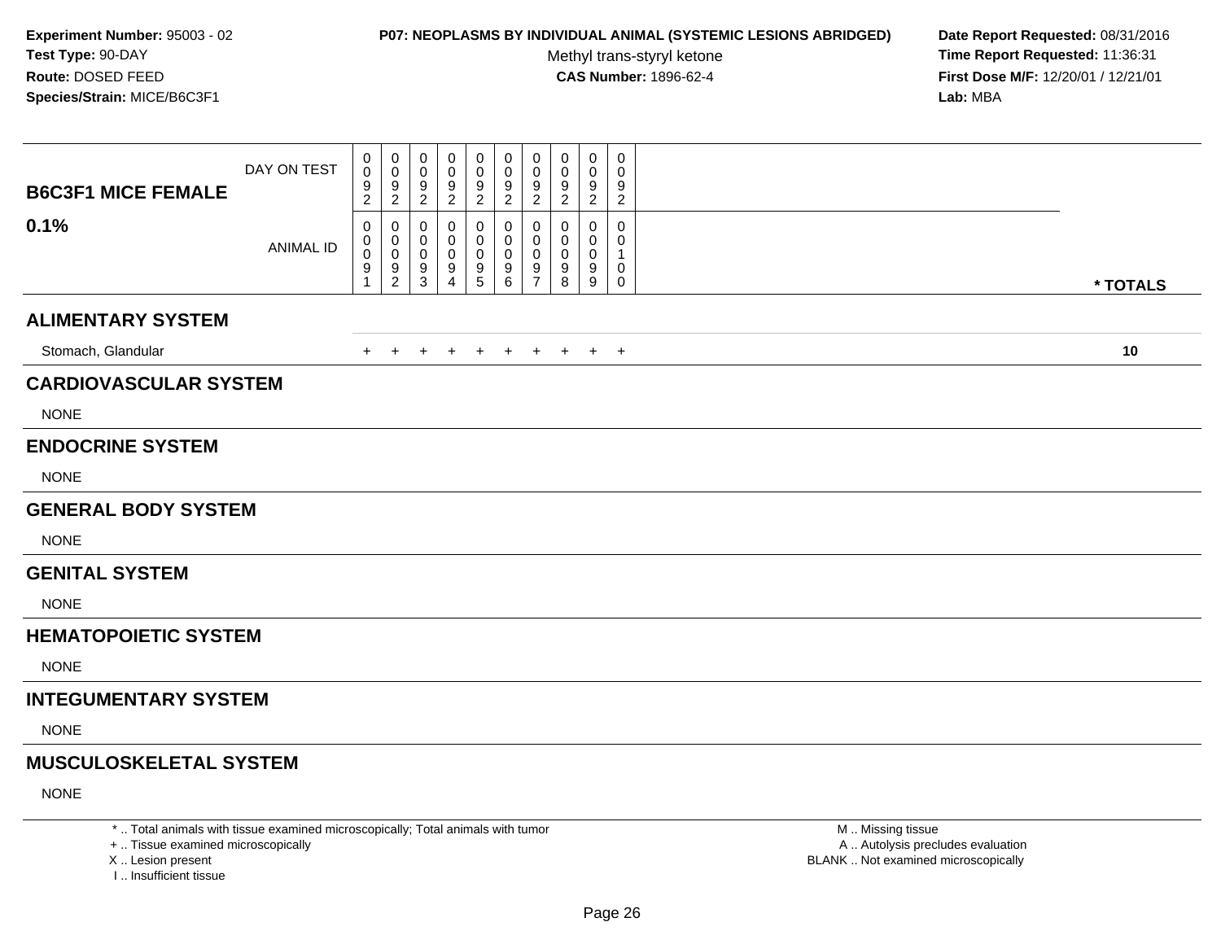**Experiment Number:** 95003 - 02
**Test Type:** 90-DAY
**Route:** DOSED FEED
**Species/Strain:** MICE/B6C3F1

**P07: NEOPLASMS BY INDIVIDUAL ANIMAL (SYSTEMIC LESIONS ABRIDGED)**
Methyl trans-styryl ketone
**CAS Number:** 1896-62-4

**Date Report Requested:** 08/31/2016
**Time Report Requested:** 11:36:31
**First Dose M/F:** 12/20/01 / 12/21/01
**Lab:** MBA

| **B6C3F1 MICE FEMALE** DAY ON TEST | 0092 | 0092 | 0092 | 0092 | 0092 | 0092 | 0092 | 0092 | 0092 | 0092 | |
|---|---|---|---|---|---|---|---|---|---|---|---|
| **0.1%** ANIMAL ID | 00091 | 00092 | 00093 | 00094 | 00095 | 00096 | 00097 | 00098 | 00099 | 00100 | *** TOTALS** |
| **ALIMENTARY SYSTEM** | | | | | | | | | | | |
| Stomach, Glandular | + | + | + | + | + | + | + | + | + | + | **10** |
| **CARDIOVASCULAR SYSTEM** | | | | | | | | | | | |
| NONE | | | | | | | | | | | |
| **ENDOCRINE SYSTEM** | | | | | | | | | | | |
| NONE | | | | | | | | | | | |
| **GENERAL BODY SYSTEM** | | | | | | | | | | | |
| NONE | | | | | | | | | | | |
| **GENITAL SYSTEM** | | | | | | | | | | | |
| NONE | | | | | | | | | | | |
| **HEMATOPOIETIC SYSTEM** | | | | | | | | | | | |
| NONE | | | | | | | | | | | |
| **INTEGUMENTARY SYSTEM** | | | | | | | | | | | |
| NONE | | | | | | | | | | | |
| **MUSCULOSKELETAL SYSTEM** | | | | | | | | | | | |
| NONE | | | | | | | | | | | |

\* .. Total animals with tissue examined microscopically; Total animals with tumor
\+ .. Tissue examined microscopically
X .. Lesion present
I .. Insufficient tissue

M .. Missing tissue
A .. Autolysis precludes evaluation
BLANK .. Not examined microscopically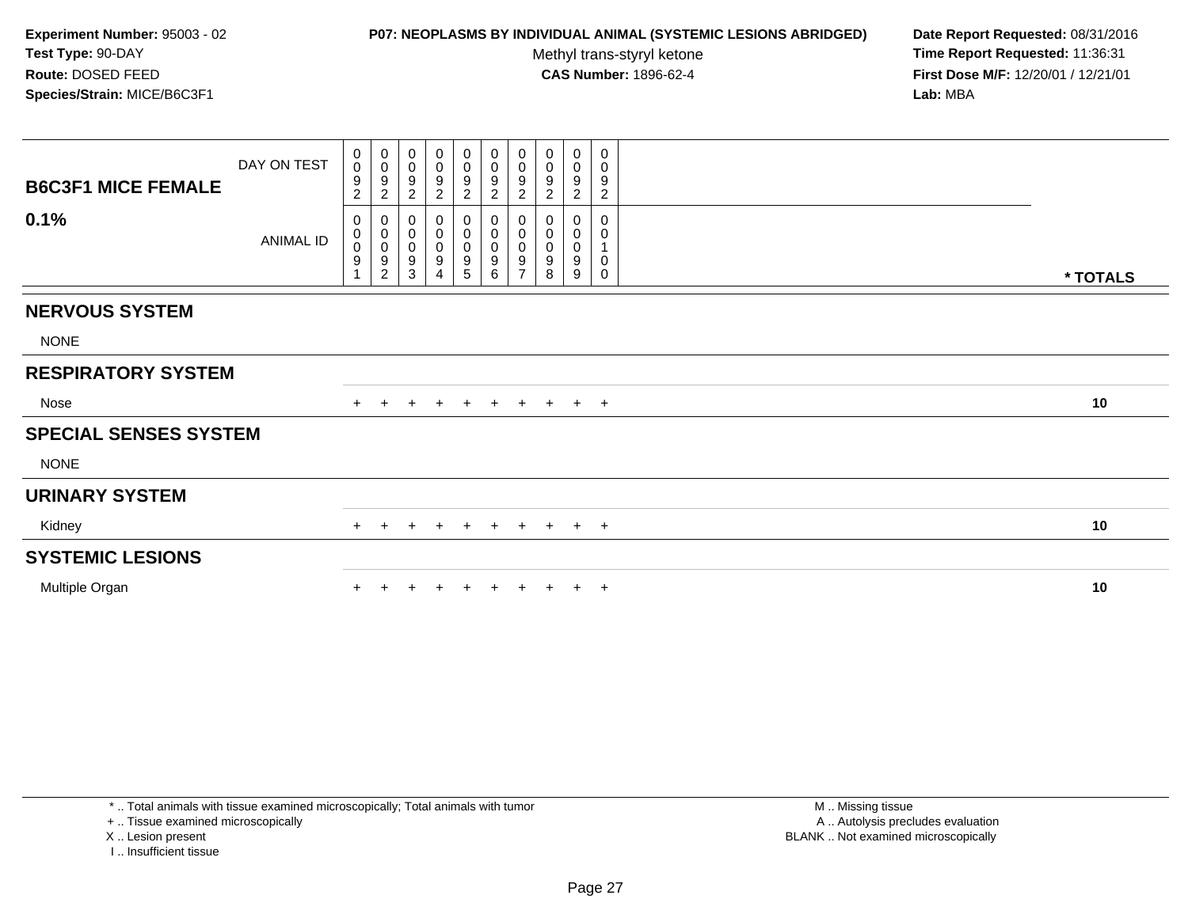**Experiment Number:** 95003 - 02
**Test Type:** 90-DAY
**Route:** DOSED FEED
**Species/Strain:** MICE/B6C3F1

**P07: NEOPLASMS BY INDIVIDUAL ANIMAL (SYSTEMIC LESIONS ABRIDGED)**
Methyl trans-styryl ketone
**CAS Number:** 1896-62-4

**Date Report Requested:** 08/31/2016
**Time Report Requested:** 11:36:31
**First Dose M/F:** 12/20/01 / 12/21/01
**Lab:** MBA

| B6C3F1 MICE FEMALE 0.1% | | | | | | | | | | | |
|---|---|---|---|---|---|---|---|---|---|---|---|
| DAY ON TEST | 0092 | 0092 | 0092 | 0092 | 0092 | 0092 | 0092 | 0092 | 0092 | 0092 | |
| ANIMAL ID | 00091 | 00092 | 00093 | 00094 | 00095 | 00096 | 00097 | 00098 | 00099 | 00100 | * TOTALS |
| **NERVOUS SYSTEM** | | | | | | | | | | | |
| NONE | | | | | | | | | | | |
| **RESPIRATORY SYSTEM** | | | | | | | | | | | |
| Nose | + | + | + | + | + | + | + | + | + | + | 10 |
| **SPECIAL SENSES SYSTEM** | | | | | | | | | | | |
| NONE | | | | | | | | | | | |
| **URINARY SYSTEM** | | | | | | | | | | | |
| Kidney | + | + | + | + | + | + | + | + | + | + | 10 |
| **SYSTEMIC LESIONS** | | | | | | | | | | | |
| Multiple Organ | + | + | + | + | + | + | + | + | + | + | 10 |

* .. Total animals with tissue examined microscopically; Total animals with tumor
+ .. Tissue examined microscopically
X .. Lesion present
I .. Insufficient tissue

M .. Missing tissue
A .. Autolysis precludes evaluation
BLANK .. Not examined microscopically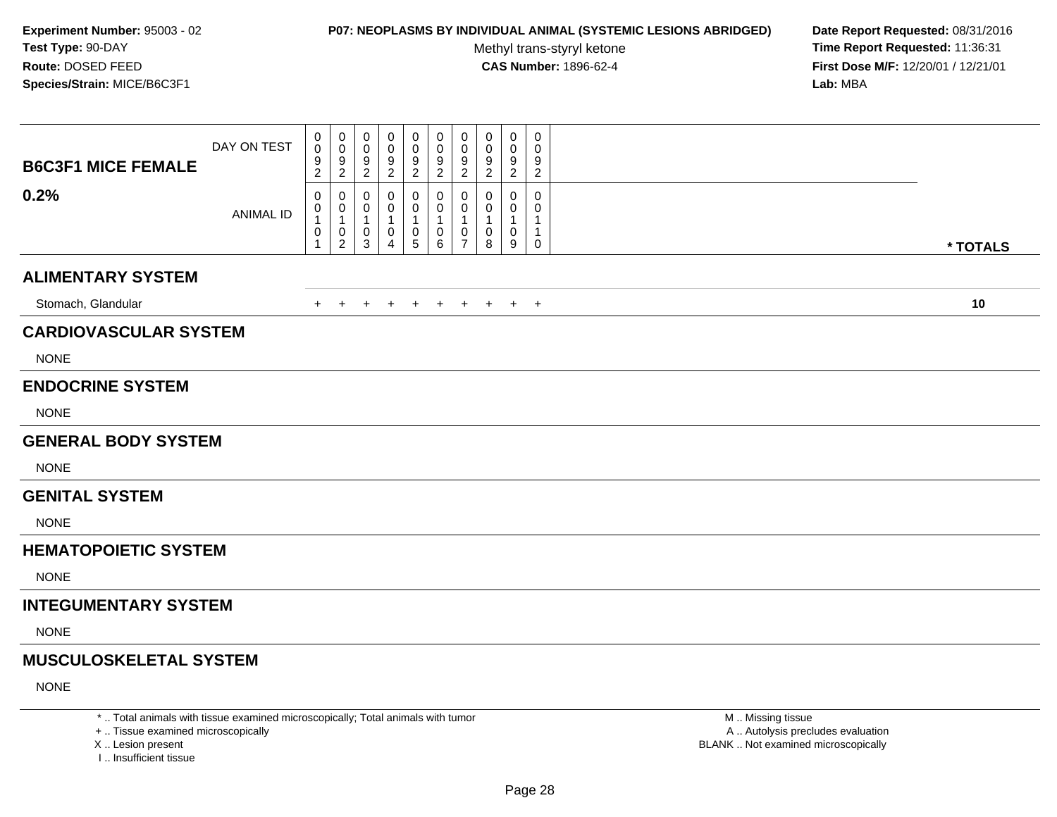**Experiment Number:** 95003 - 02
**Test Type:** 90-DAY
**Route:** DOSED FEED
**Species/Strain:** MICE/B6C3F1

**P07: NEOPLASMS BY INDIVIDUAL ANIMAL (SYSTEMIC LESIONS ABRIDGED)**
Methyl trans-styryl ketone
**CAS Number:** 1896-62-4

**Date Report Requested:** 08/31/2016
**Time Report Requested:** 11:36:31
**First Dose M/F:** 12/20/01 / 12/21/01
**Lab:** MBA

| B6C3F1 MICE FEMALE 0.2% | | | | | | | | | | | |
|---|---|---|---|---|---|---|---|---|---|---|---|
| DAY ON TEST | 0092 | 0092 | 0092 | 0092 | 0092 | 0092 | 0092 | 0092 | 0092 | 0092 | |
| ANIMAL ID | 00101 | 00102 | 00103 | 00104 | 00105 | 00106 | 00107 | 00108 | 00109 | 00110 | * TOTALS |
| **ALIMENTARY SYSTEM** | | | | | | | | | | | |
| Stomach, Glandular | + | + | + | + | + | + | + | + | + | + | **10** |
| **CARDIOVASCULAR SYSTEM** | | | | | | | | | | | |
| NONE | | | | | | | | | | | |
| **ENDOCRINE SYSTEM** | | | | | | | | | | | |
| NONE | | | | | | | | | | | |
| **GENERAL BODY SYSTEM** | | | | | | | | | | | |
| NONE | | | | | | | | | | | |
| **GENITAL SYSTEM** | | | | | | | | | | | |
| NONE | | | | | | | | | | | |
| **HEMATOPOIETIC SYSTEM** | | | | | | | | | | | |
| NONE | | | | | | | | | | | |
| **INTEGUMENTARY SYSTEM** | | | | | | | | | | | |
| NONE | | | | | | | | | | | |
| **MUSCULOSKELETAL SYSTEM** | | | | | | | | | | | |
| NONE | | | | | | | | | | | |

* .. Total animals with tissue examined microscopically; Total animals with tumor
+ .. Tissue examined microscopically
X .. Lesion present
I .. Insufficient tissue

M .. Missing tissue
A .. Autolysis precludes evaluation
BLANK .. Not examined microscopically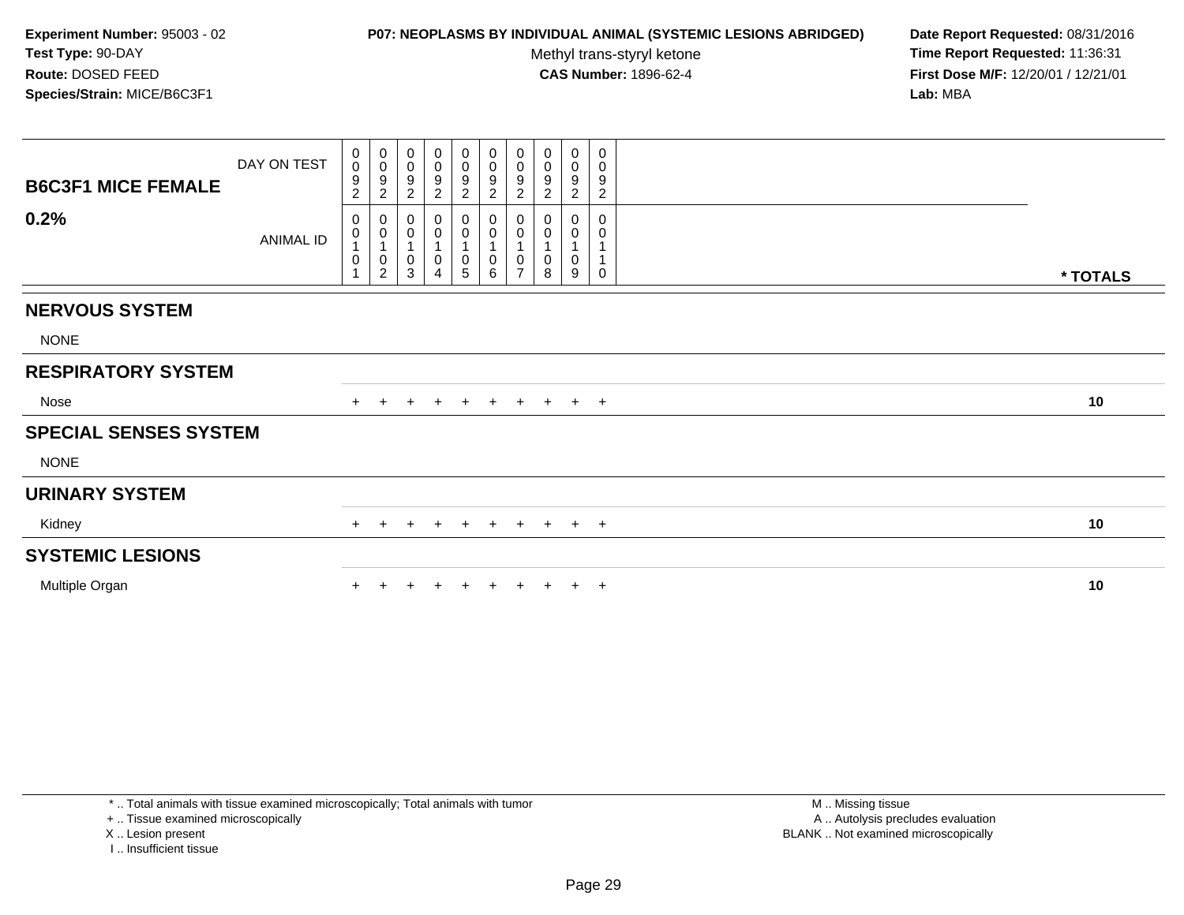**Experiment Number:** 95003 - 02
**Test Type:** 90-DAY
**Route:** DOSED FEED
**Species/Strain:** MICE/B6C3F1

**P07: NEOPLASMS BY INDIVIDUAL ANIMAL (SYSTEMIC LESIONS ABRIDGED)**
Methyl trans-styryl ketone
**CAS Number:** 1896-62-4

**Date Report Requested:** 08/31/2016
**Time Report Requested:** 11:36:31
**First Dose M/F:** 12/20/01 / 12/21/01
**Lab:** MBA

| **B6C3F1 MICE FEMALE** DAY ON TEST | 0092 | 0092 | 0092 | 0092 | 0092 | 0092 | 0092 | 0092 | 0092 | 0092 | |
|---|---|---|---|---|---|---|---|---|---|---|---|
| **0.2%** ANIMAL ID | 00101 | 00102 | 00103 | 00104 | 00105 | 00106 | 00107 | 00108 | 00109 | 00110 | *** TOTALS** |
| **NERVOUS SYSTEM** | | | | | | | | | | | |
| NONE | | | | | | | | | | | |
| **RESPIRATORY SYSTEM** | | | | | | | | | | | |
| Nose | + | + | + | + | + | + | + | + | + | + | **10** |
| **SPECIAL SENSES SYSTEM** | | | | | | | | | | | |
| NONE | | | | | | | | | | | |
| **URINARY SYSTEM** | | | | | | | | | | | |
| Kidney | + | + | + | + | + | + | + | + | + | + | **10** |
| **SYSTEMIC LESIONS** | | | | | | | | | | | |
| Multiple Organ | + | + | + | + | + | + | + | + | + | + | **10** |

* .. Total animals with tissue examined microscopically; Total animals with tumor
+ .. Tissue examined microscopically
X .. Lesion present
I .. Insufficient tissue

M .. Missing tissue
A .. Autolysis precludes evaluation
BLANK .. Not examined microscopically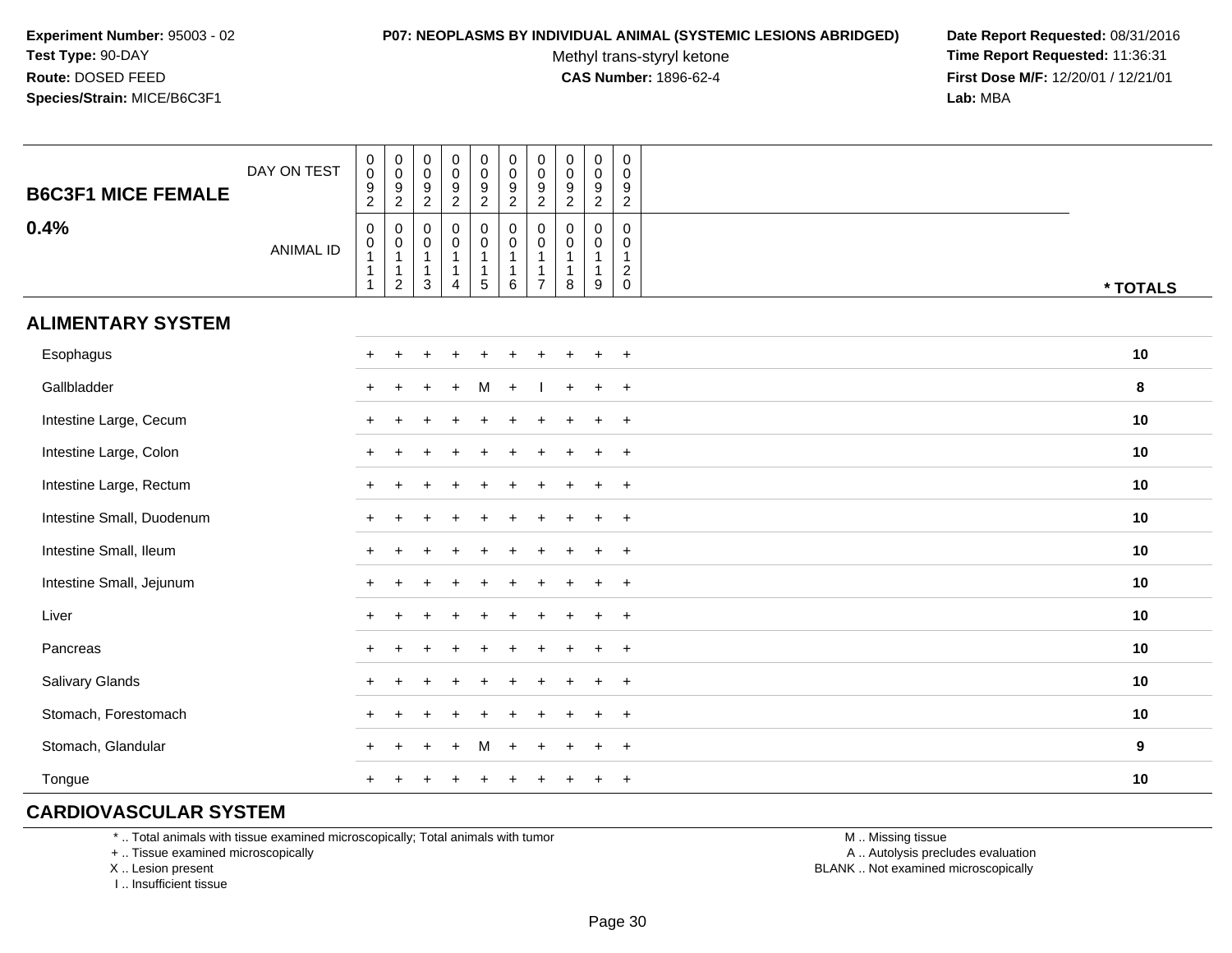**Experiment Number:** 95003 - 02
**Test Type:** 90-DAY
**Route:** DOSED FEED
**Species/Strain:** MICE/B6C3F1

**P07: NEOPLASMS BY INDIVIDUAL ANIMAL (SYSTEMIC LESIONS ABRIDGED)**
Methyl trans-styryl ketone
**CAS Number:** 1896-62-4

**Date Report Requested:** 08/31/2016
**Time Report Requested:** 11:36:31
**First Dose M/F:** 12/20/01 / 12/21/01
**Lab:** MBA

## B6C3F1 MICE FEMALE 0.4%

| DAY ON TEST | 0092 | 0092 | 0092 | 0092 | 0092 | 0092 | 0092 | 0092 | 0092 | 0092 | |
|---|---|---|---|---|---|---|---|---|---|---|---|
| ANIMAL ID | 00111 | 00112 | 00113 | 00114 | 00115 | 00116 | 00117 | 00118 | 00119 | 00120 | * TOTALS |
| **ALIMENTARY SYSTEM** | | | | | | | | | | | |
| Esophagus | + | + | + | + | + | + | + | + | + | + | 10 |
| Gallbladder | + | + | + | + | M | + | I | + | + | + | 8 |
| Intestine Large, Cecum | + | + | + | + | + | + | + | + | + | + | 10 |
| Intestine Large, Colon | + | + | + | + | + | + | + | + | + | + | 10 |
| Intestine Large, Rectum | + | + | + | + | + | + | + | + | + | + | 10 |
| Intestine Small, Duodenum | + | + | + | + | + | + | + | + | + | + | 10 |
| Intestine Small, Ileum | + | + | + | + | + | + | + | + | + | + | 10 |
| Intestine Small, Jejunum | + | + | + | + | + | + | + | + | + | + | 10 |
| Liver | + | + | + | + | + | + | + | + | + | + | 10 |
| Pancreas | + | + | + | + | + | + | + | + | + | + | 10 |
| Salivary Glands | + | + | + | + | + | + | + | + | + | + | 10 |
| Stomach, Forestomach | + | + | + | + | + | + | + | + | + | + | 10 |
| Stomach, Glandular | + | + | + | + | M | + | + | + | + | + | 9 |
| Tongue | + | + | + | + | + | + | + | + | + | + | 10 |
| **CARDIOVASCULAR SYSTEM** | | | | | | | | | | | |

* .. Total animals with tissue examined microscopically; Total animals with tumor
+ .. Tissue examined microscopically
X .. Lesion present
I .. Insufficient tissue

M .. Missing tissue
A .. Autolysis precludes evaluation
BLANK .. Not examined microscopically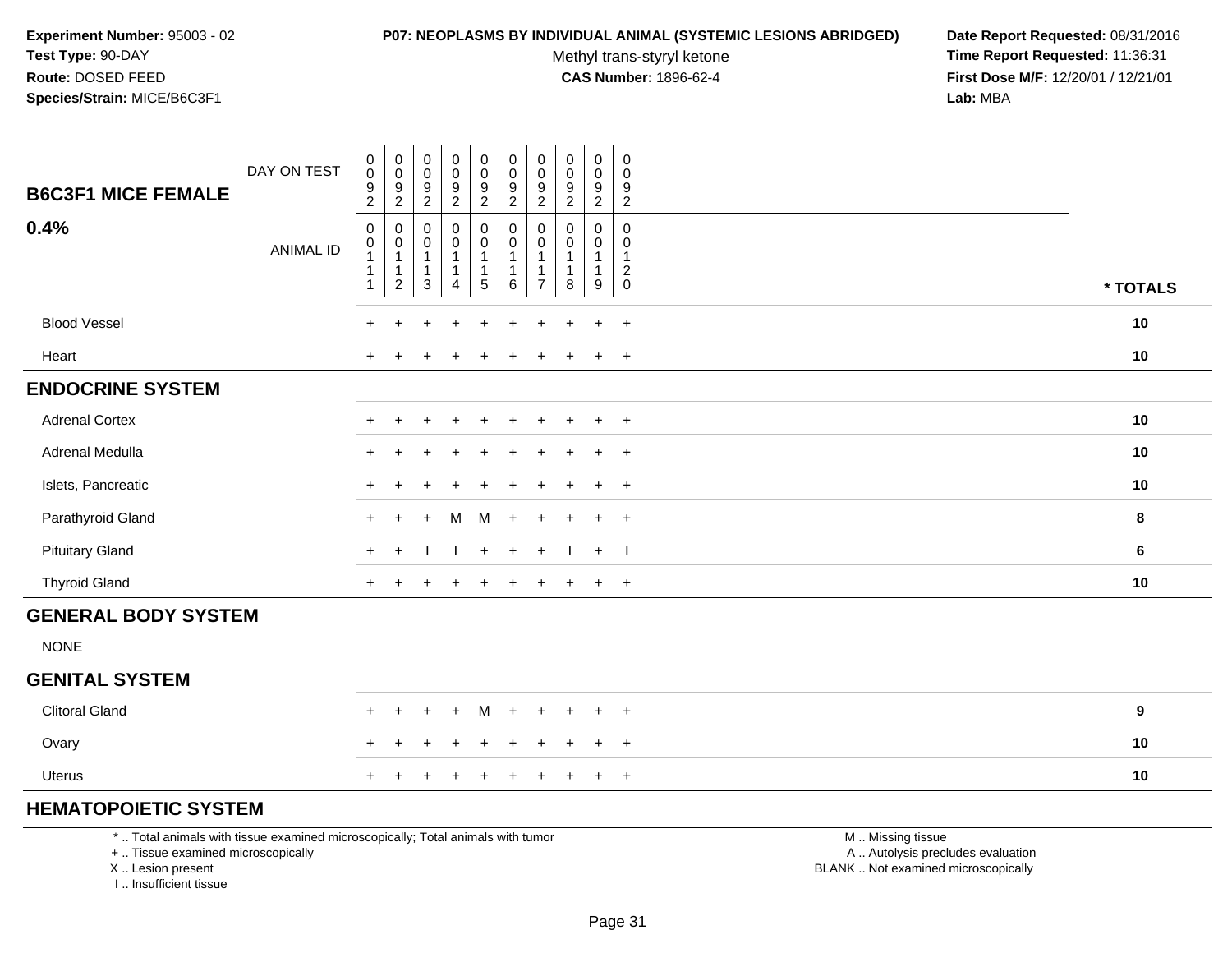**Experiment Number:** 95003 - 02
**Test Type:** 90-DAY
**Route:** DOSED FEED
**Species/Strain:** MICE/B6C3F1

**P07: NEOPLASMS BY INDIVIDUAL ANIMAL (SYSTEMIC LESIONS ABRIDGED)**
Methyl trans-styryl ketone
**CAS Number:** 1896-62-4

**Date Report Requested:** 08/31/2016
**Time Report Requested:** 11:36:31
**First Dose M/F:** 12/20/01 / 12/21/01
**Lab:** MBA

| B6C3F1 MICE FEMALE 0.4% | | | | | | | | | | | |
|---|---|---|---|---|---|---|---|---|---|---|---|
| DAY ON TEST | 0092 | 0092 | 0092 | 0092 | 0092 | 0092 | 0092 | 0092 | 0092 | 0092 | |
| ANIMAL ID | 00111 | 00112 | 00113 | 00114 | 00115 | 00116 | 00117 | 00118 | 00119 | 00120 | * TOTALS |
| Blood Vessel | + | + | + | + | + | + | + | + | + | + | 10 |
| Heart | + | + | + | + | + | + | + | + | + | + | 10 |
| **ENDOCRINE SYSTEM** | | | | | | | | | | | |
| Adrenal Cortex | + | + | + | + | + | + | + | + | + | + | 10 |
| Adrenal Medulla | + | + | + | + | + | + | + | + | + | + | 10 |
| Islets, Pancreatic | + | + | + | + | + | + | + | + | + | + | 10 |
| Parathyroid Gland | + | + | + | M | M | + | + | + | + | + | 8 |
| Pituitary Gland | + | + | I | I | + | + | + | I | + | I | 6 |
| Thyroid Gland | + | + | + | + | + | + | + | + | + | + | 10 |
| **GENERAL BODY SYSTEM** | | | | | | | | | | | |
| NONE | | | | | | | | | | | |
| **GENITAL SYSTEM** | | | | | | | | | | | |
| Clitoral Gland | + | + | + | + | M | + | + | + | + | + | 9 |
| Ovary | + | + | + | + | + | + | + | + | + | + | 10 |
| Uterus | + | + | + | + | + | + | + | + | + | + | 10 |
| **HEMATOPOIETIC SYSTEM** | | | | | | | | | | | |

* .. Total animals with tissue examined microscopically; Total animals with tumor
+ .. Tissue examined microscopically
X .. Lesion present
I .. Insufficient tissue

M .. Missing tissue
A .. Autolysis precludes evaluation
BLANK .. Not examined microscopically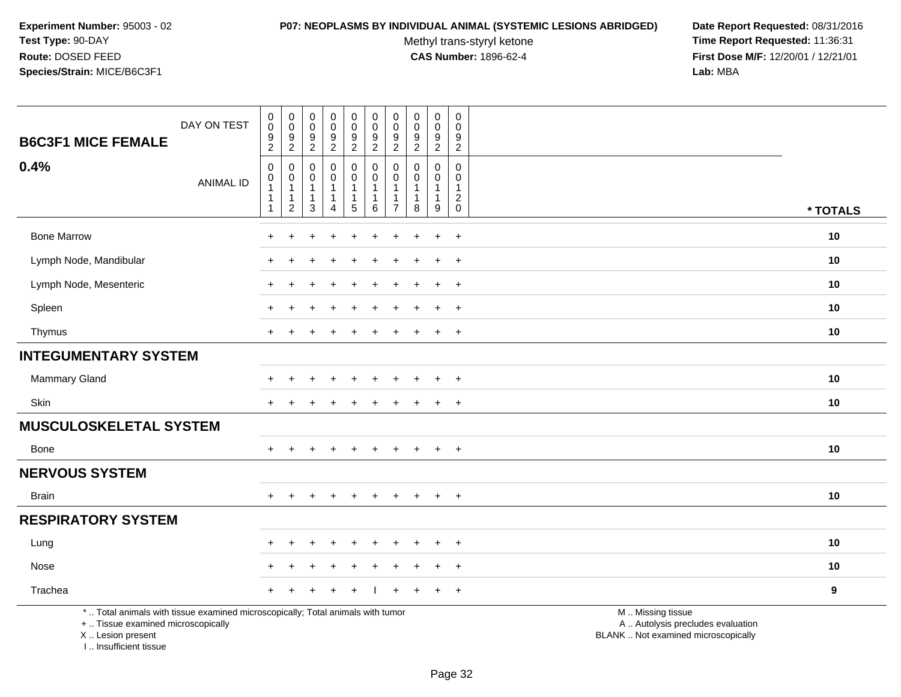**Experiment Number:** 95003 - 02
**Test Type:** 90-DAY
**Route:** DOSED FEED
**Species/Strain:** MICE/B6C3F1

**P07: NEOPLASMS BY INDIVIDUAL ANIMAL (SYSTEMIC LESIONS ABRIDGED)**
Methyl trans-styryl ketone
**CAS Number:** 1896-62-4

**Date Report Requested:** 08/31/2016
**Time Report Requested:** 11:36:31
**First Dose M/F:** 12/20/01 / 12/21/01
**Lab:** MBA

| B6C3F1 MICE FEMALE 0.4% | DAY ON TEST | 0092 | 0092 | 0092 | 0092 | 0092 | 0092 | 0092 | 0092 | 0092 | 0092 | |
|---|---|---|---|---|---|---|---|---|---|---|---|---|
| | ANIMAL ID | 00111 | 00112 | 00113 | 00114 | 00115 | 00116 | 00117 | 00118 | 00119 | 00120 | * TOTALS |
| Bone Marrow | | + | + | + | + | + | + | + | + | + | + | 10 |
| Lymph Node, Mandibular | | + | + | + | + | + | + | + | + | + | + | 10 |
| Lymph Node, Mesenteric | | + | + | + | + | + | + | + | + | + | + | 10 |
| Spleen | | + | + | + | + | + | + | + | + | + | + | 10 |
| Thymus | | + | + | + | + | + | + | + | + | + | + | 10 |
| **INTEGUMENTARY SYSTEM** | | | | | | | | | | | | |
| Mammary Gland | | + | + | + | + | + | + | + | + | + | + | 10 |
| Skin | | + | + | + | + | + | + | + | + | + | + | 10 |
| **MUSCULOSKELETAL SYSTEM** | | | | | | | | | | | | |
| Bone | | + | + | + | + | + | + | + | + | + | + | 10 |
| **NERVOUS SYSTEM** | | | | | | | | | | | | |
| Brain | | + | + | + | + | + | + | + | + | + | + | 10 |
| **RESPIRATORY SYSTEM** | | | | | | | | | | | | |
| Lung | | + | + | + | + | + | + | + | + | + | + | 10 |
| Nose | | + | + | + | + | + | + | + | + | + | + | 10 |
| Trachea | | + | + | + | + | + | I | + | + | + | + | 9 |

* .. Total animals with tissue examined microscopically; Total animals with tumor
+ .. Tissue examined microscopically
X .. Lesion present
I .. Insufficient tissue

M .. Missing tissue
A .. Autolysis precludes evaluation
BLANK .. Not examined microscopically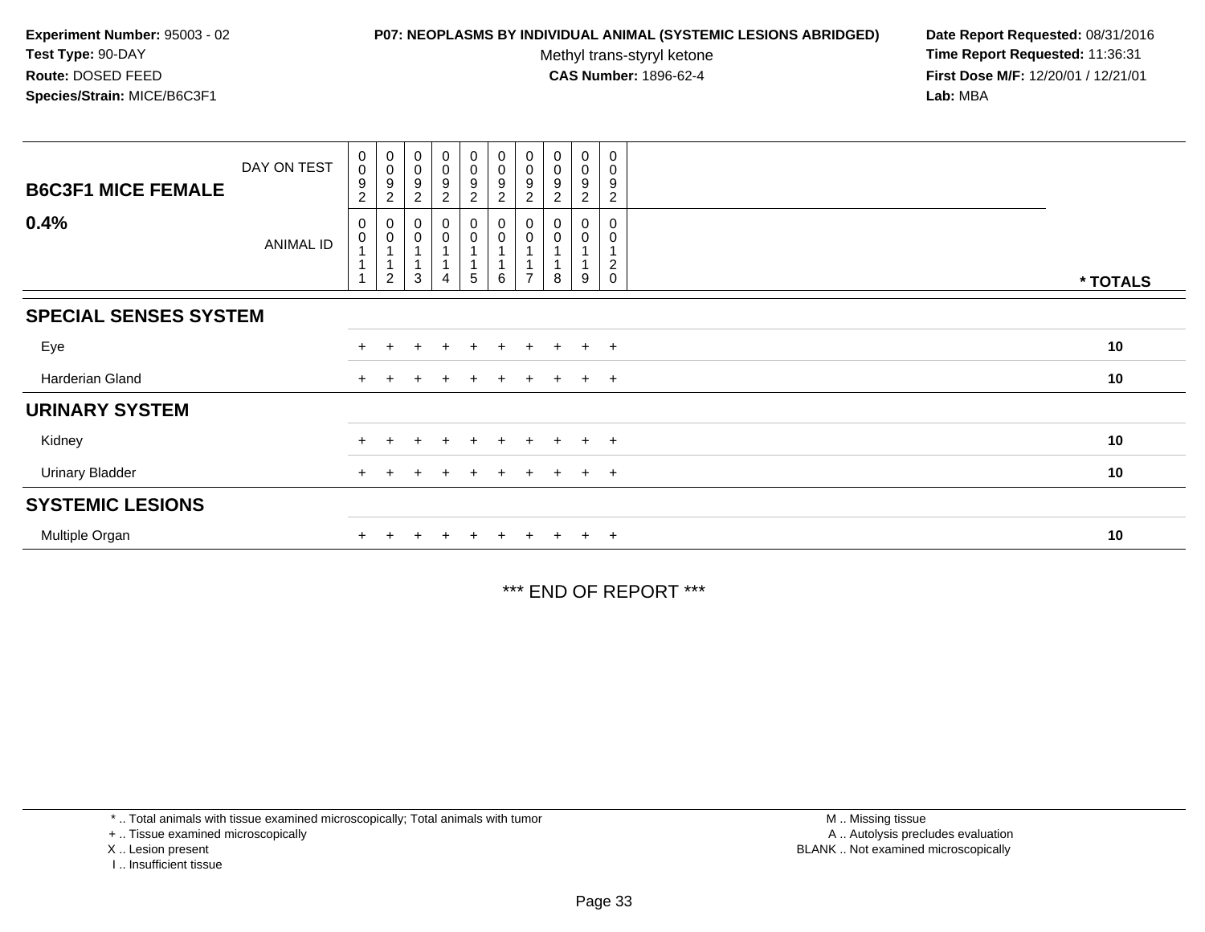**Experiment Number:** 95003 - 02
**Test Type:** 90-DAY
**Route:** DOSED FEED
**Species/Strain:** MICE/B6C3F1

**P07: NEOPLASMS BY INDIVIDUAL ANIMAL (SYSTEMIC LESIONS ABRIDGED)**
Methyl trans-styryl ketone
**CAS Number:** 1896-62-4

**Date Report Requested:** 08/31/2016
**Time Report Requested:** 11:36:31
**First Dose M/F:** 12/20/01 / 12/21/01
**Lab:** MBA

| B6C3F1 MICE FEMALE 0.4% | | | | | | | | | | | |
|---|---|---|---|---|---|---|---|---|---|---|---|
| DAY ON TEST | 0092 | 0092 | 0092 | 0092 | 0092 | 0092 | 0092 | 0092 | 0092 | 0092 | |
| ANIMAL ID | 00111 | 00112 | 00113 | 00114 | 00115 | 00116 | 00117 | 00118 | 00119 | 00120 | * TOTALS |
| **SPECIAL SENSES SYSTEM** | | | | | | | | | | | |
| Eye | + | + | + | + | + | + | + | + | + | + | 10 |
| Harderian Gland | + | + | + | + | + | + | + | + | + | + | 10 |
| **URINARY SYSTEM** | | | | | | | | | | | |
| Kidney | + | + | + | + | + | + | + | + | + | + | 10 |
| Urinary Bladder | + | + | + | + | + | + | + | + | + | + | 10 |
| **SYSTEMIC LESIONS** | | | | | | | | | | | |
| Multiple Organ | + | + | + | + | + | + | + | + | + | + | 10 |

*** END OF REPORT ***

* .. Total animals with tissue examined microscopically; Total animals with tumor
+ .. Tissue examined microscopically
X .. Lesion present
I .. Insufficient tissue

M .. Missing tissue
A .. Autolysis precludes evaluation
BLANK .. Not examined microscopically